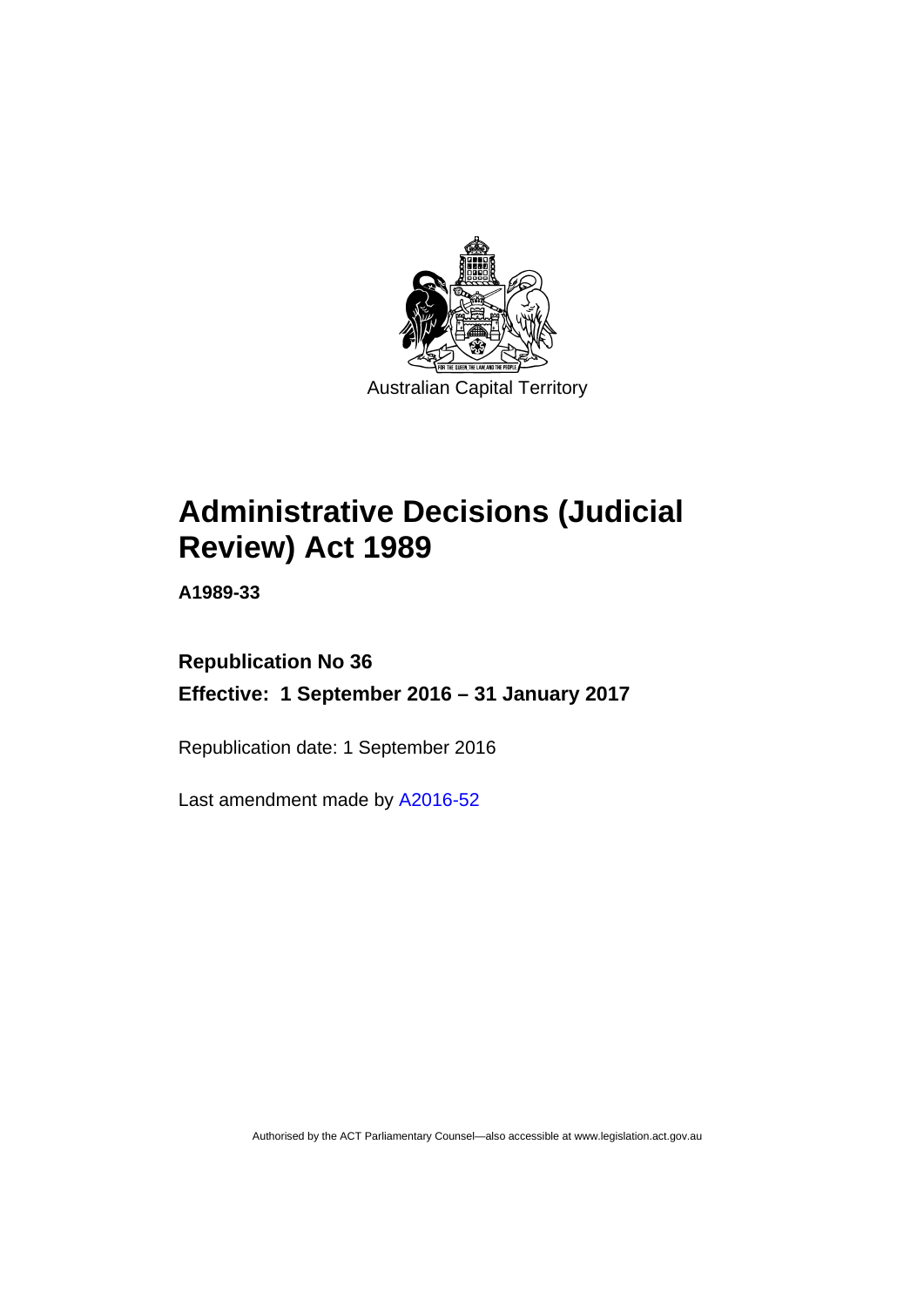Australian Capital Territory

# Administrative Decisions (Judicial Review) Act 1989

**A1989-33**

**Republication No 36**

**Effective: 1 September 2016 – 31 January 2017**

Republication date: 1 September 2016

Last amendment made by A2016-52

Authorised by the ACT Parliamentary Counsel—also accessible at www.legislation.act.gov.au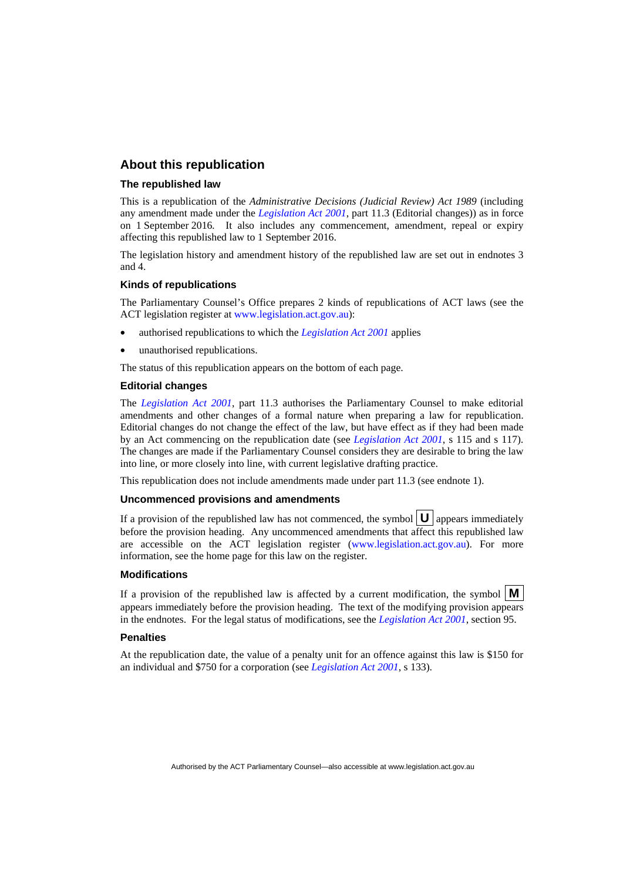## About this republication

### The republished law

This is a republication of the *Administrative Decisions (Judicial Review) Act 1989* (including any amendment made under the *Legislation Act 2001*, part 11.3 (Editorial changes)) as in force on 1 September 2016. It also includes any commencement, amendment, repeal or expiry affecting this republished law to 1 September 2016.

The legislation history and amendment history of the republished law are set out in endnotes 3 and 4.

### Kinds of republications

The Parliamentary Counsel's Office prepares 2 kinds of republications of ACT laws (see the ACT legislation register at www.legislation.act.gov.au):

- authorised republications to which the *Legislation Act 2001* applies
- unauthorised republications.

The status of this republication appears on the bottom of each page.

### Editorial changes

The *Legislation Act 2001*, part 11.3 authorises the Parliamentary Counsel to make editorial amendments and other changes of a formal nature when preparing a law for republication. Editorial changes do not change the effect of the law, but have effect as if they had been made by an Act commencing on the republication date (see *Legislation Act 2001*, s 115 and s 117). The changes are made if the Parliamentary Counsel considers they are desirable to bring the law into line, or more closely into line, with current legislative drafting practice.

This republication does not include amendments made under part 11.3 (see endnote 1).

### Uncommenced provisions and amendments

If a provision of the republished law has not commenced, the symbol **U** appears immediately before the provision heading. Any uncommenced amendments that affect this republished law are accessible on the ACT legislation register (www.legislation.act.gov.au). For more information, see the home page for this law on the register.

### Modifications

If a provision of the republished law is affected by a current modification, the symbol **M** appears immediately before the provision heading. The text of the modifying provision appears in the endnotes. For the legal status of modifications, see the *Legislation Act 2001*, section 95.

### Penalties

At the republication date, the value of a penalty unit for an offence against this law is $150 for an individual and $750 for a corporation (see *Legislation Act 2001*, s 133).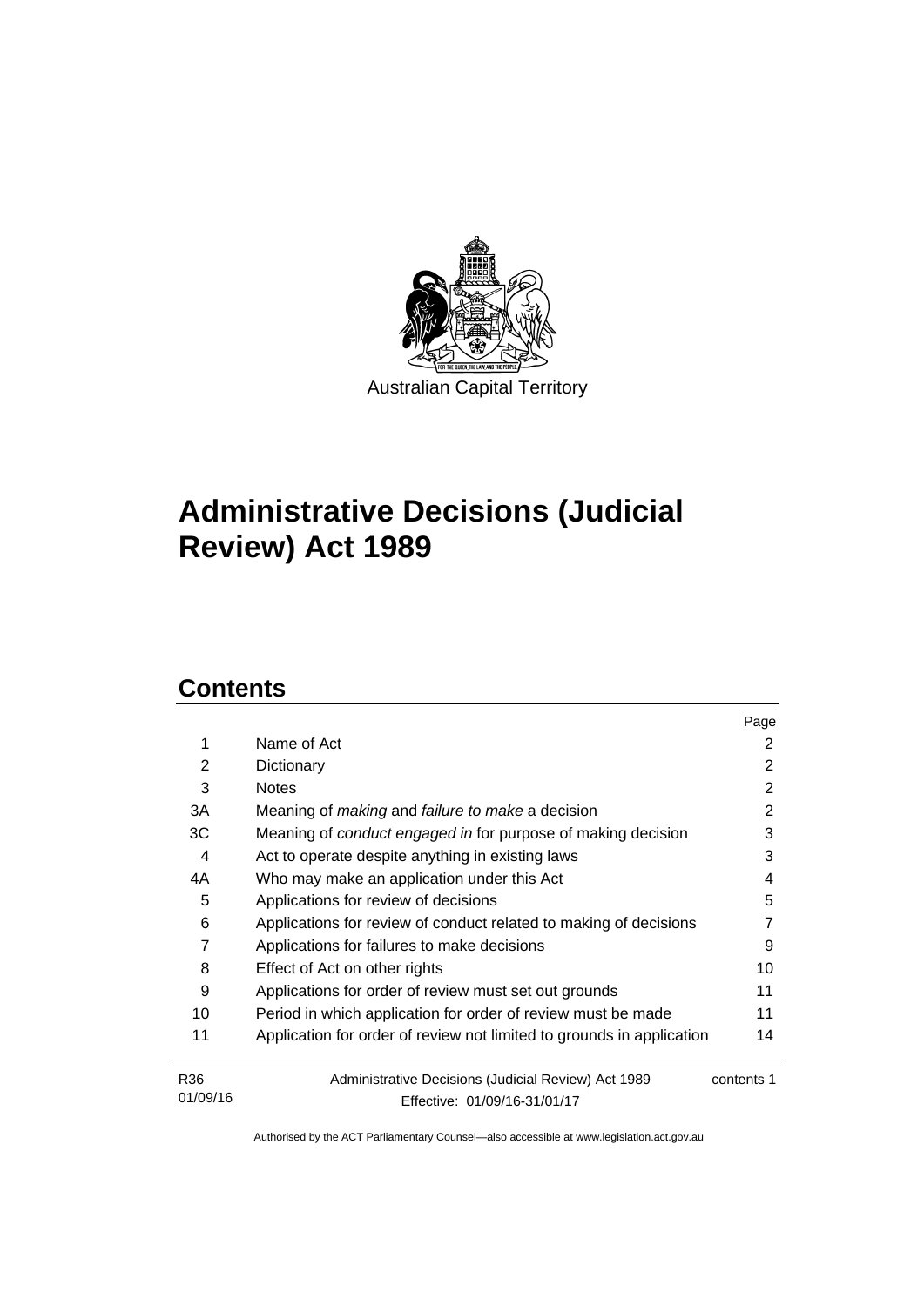Australian Capital Territory

# Administrative Decisions (Judicial Review) Act 1989

## Contents

| | | Page |
|---|---|---|
| 1 | Name of Act | 2 |
| 2 | Dictionary | 2 |
| 3 | Notes | 2 |
| 3A | Meaning of *making* and *failure to make* a decision | 2 |
| 3C | Meaning of *conduct engaged in* for purpose of making decision | 3 |
| 4 | Act to operate despite anything in existing laws | 3 |
| 4A | Who may make an application under this Act | 4 |
| 5 | Applications for review of decisions | 5 |
| 6 | Applications for review of conduct related to making of decisions | 7 |
| 7 | Applications for failures to make decisions | 9 |
| 8 | Effect of Act on other rights | 10 |
| 9 | Applications for order of review must set out grounds | 11 |
| 10 | Period in which application for order of review must be made | 11 |
| 11 | Application for order of review not limited to grounds in application | 14 |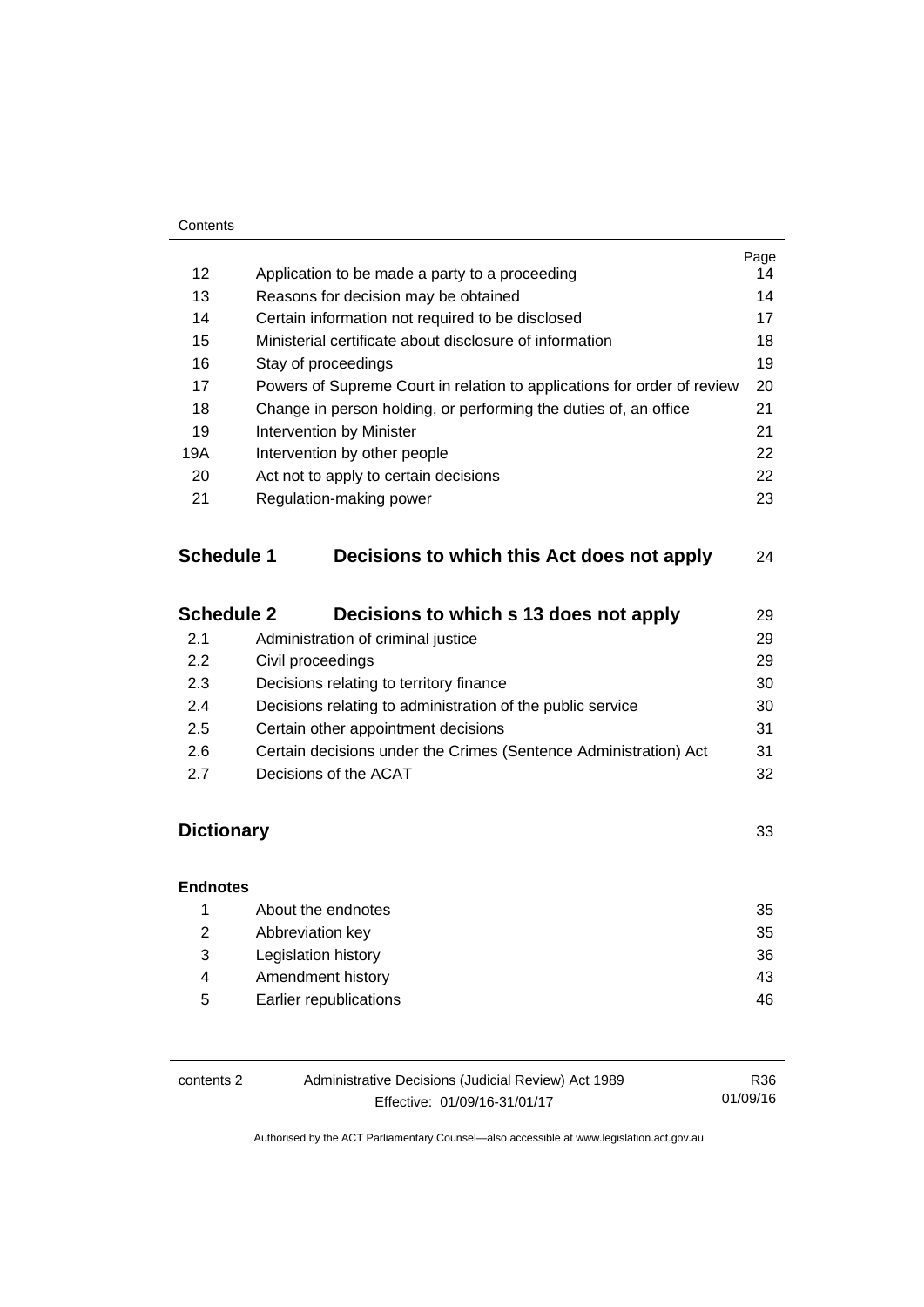| | | Page |
|---|---|---|
| 12 | Application to be made a party to a proceeding | 14 |
| 13 | Reasons for decision may be obtained | 14 |
| 14 | Certain information not required to be disclosed | 17 |
| 15 | Ministerial certificate about disclosure of information | 18 |
| 16 | Stay of proceedings | 19 |
| 17 | Powers of Supreme Court in relation to applications for order of review | 20 |
| 18 | Change in person holding, or performing the duties of, an office | 21 |
| 19 | Intervention by Minister | 21 |
| 19A | Intervention by other people | 22 |
| 20 | Act not to apply to certain decisions | 22 |
| 21 | Regulation-making power | 23 |

## Schedule 1 Decisions to which this Act does not apply — 24

## Schedule 2 Decisions to which s 13 does not apply — 29

| | | |
|---|---|---|
| 2.1 | Administration of criminal justice | 29 |
| 2.2 | Civil proceedings | 29 |
| 2.3 | Decisions relating to territory finance | 30 |
| 2.4 | Decisions relating to administration of the public service | 30 |
| 2.5 | Certain other appointment decisions | 31 |
| 2.6 | Certain decisions under the Crimes (Sentence Administration) Act | 31 |
| 2.7 | Decisions of the ACAT | 32 |

## Dictionary — 33

**Endnotes**

| | | |
|---|---|---|
| 1 | About the endnotes | 35 |
| 2 | Abbreviation key | 35 |
| 3 | Legislation history | 36 |
| 4 | Amendment history | 43 |
| 5 | Earlier republications | 46 |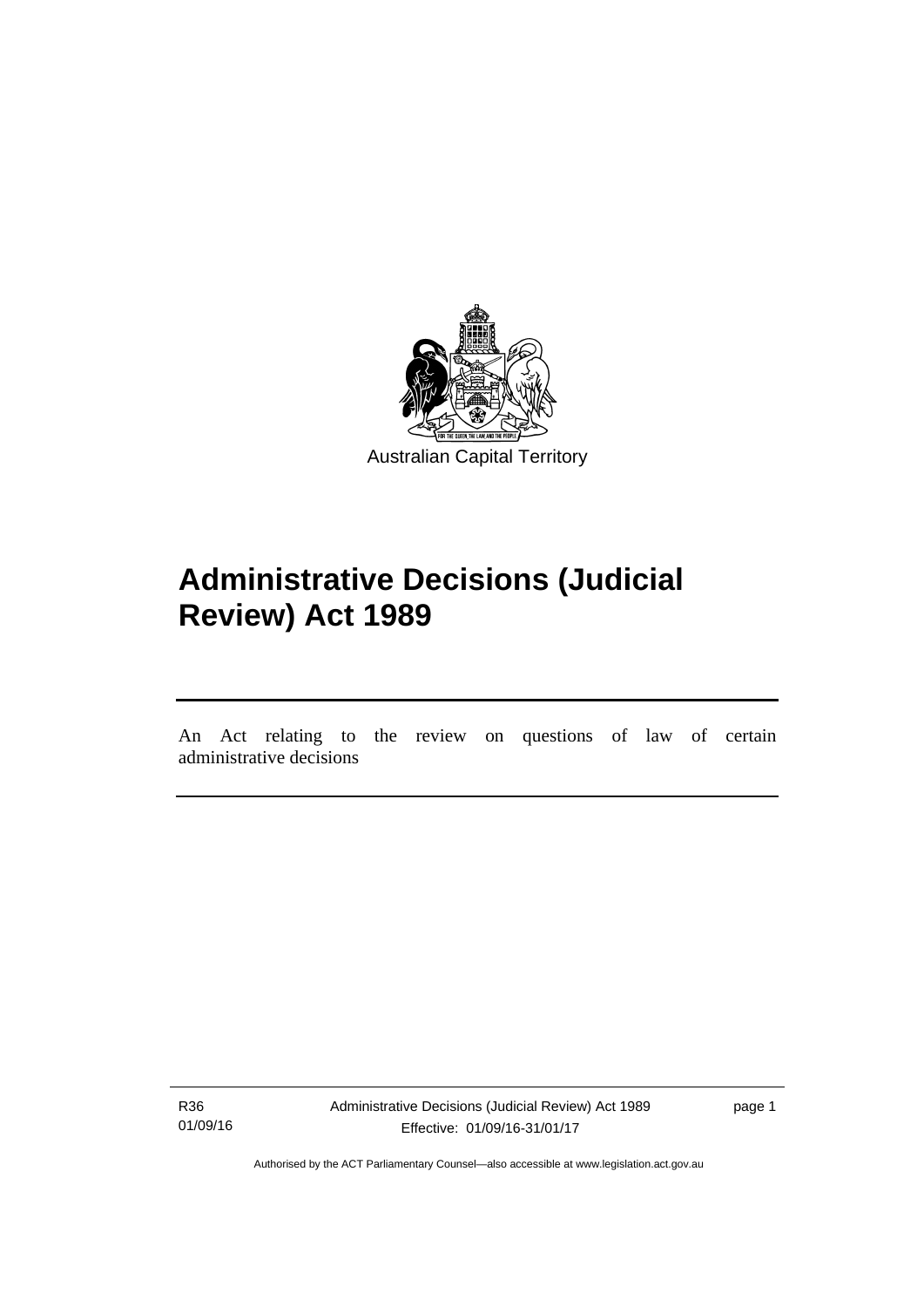Australian Capital Territory

# Administrative Decisions (Judicial Review) Act 1989

An Act relating to the review on questions of law of certain administrative decisions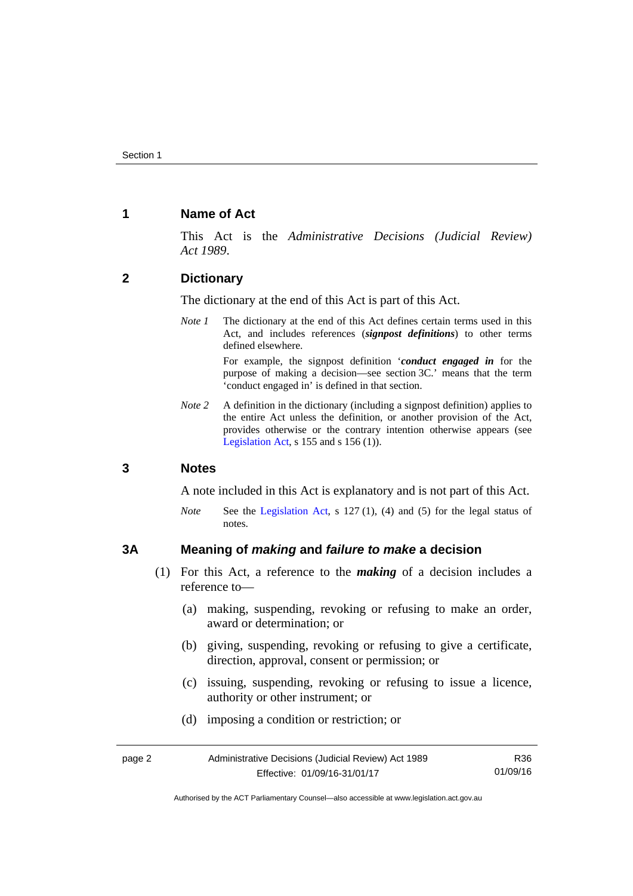## 1 Name of Act

This Act is the *Administrative Decisions (Judicial Review) Act 1989*.

## 2 Dictionary

The dictionary at the end of this Act is part of this Act.

*Note 1* The dictionary at the end of this Act defines certain terms used in this Act, and includes references (***signpost definitions***) to other terms defined elsewhere.

For example, the signpost definition '***conduct engaged in*** for the purpose of making a decision—see section 3C.' means that the term 'conduct engaged in' is defined in that section.

*Note 2* A definition in the dictionary (including a signpost definition) applies to the entire Act unless the definition, or another provision of the Act, provides otherwise or the contrary intention otherwise appears (see Legislation Act, s 155 and s 156 (1)).

## 3 Notes

A note included in this Act is explanatory and is not part of this Act.

*Note* See the Legislation Act, s 127 (1), (4) and (5) for the legal status of notes.

## 3A Meaning of *making* and *failure to make* a decision

(1) For this Act, a reference to the ***making*** of a decision includes a reference to—

(a) making, suspending, revoking or refusing to make an order, award or determination; or

(b) giving, suspending, revoking or refusing to give a certificate, direction, approval, consent or permission; or

(c) issuing, suspending, revoking or refusing to issue a licence, authority or other instrument; or

(d) imposing a condition or restriction; or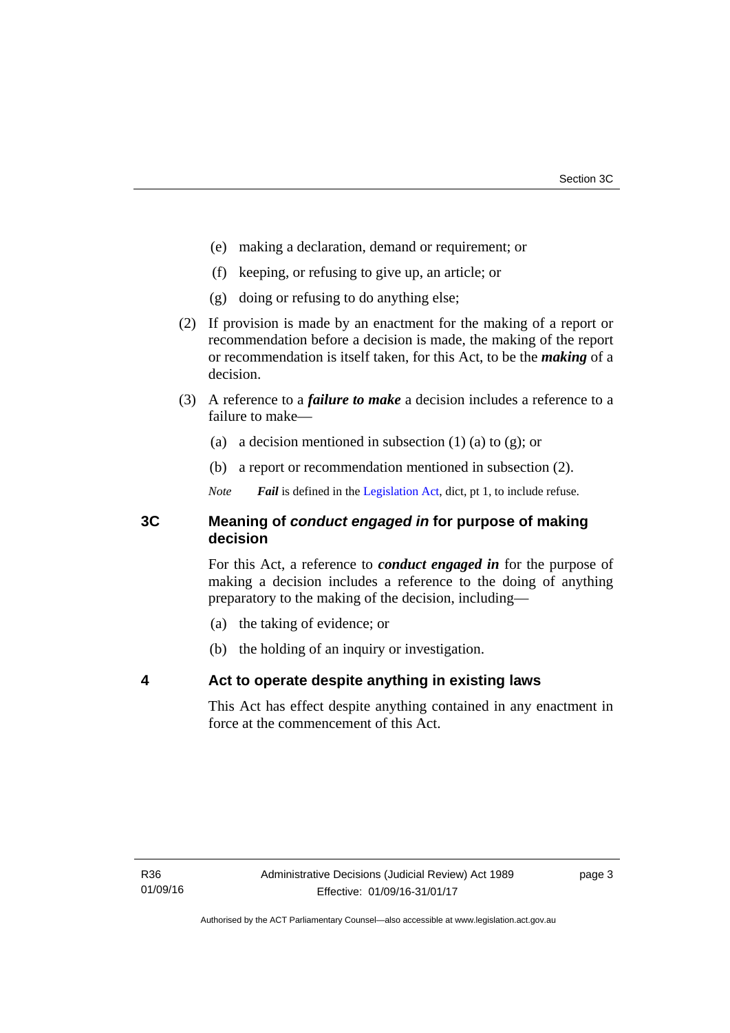(e) making a declaration, demand or requirement; or

(f) keeping, or refusing to give up, an article; or

(g) doing or refusing to do anything else;

(2) If provision is made by an enactment for the making of a report or recommendation before a decision is made, the making of the report or recommendation is itself taken, for this Act, to be the ***making*** of a decision.

(3) A reference to a ***failure to make*** a decision includes a reference to a failure to make—

(a) a decision mentioned in subsection (1) (a) to (g); or

(b) a report or recommendation mentioned in subsection (2).

*Note* ***Fail*** is defined in the Legislation Act, dict, pt 1, to include refuse.

## 3C Meaning of *conduct engaged in* for purpose of making decision

For this Act, a reference to ***conduct engaged in*** for the purpose of making a decision includes a reference to the doing of anything preparatory to the making of the decision, including—

(a) the taking of evidence; or

(b) the holding of an inquiry or investigation.

## 4 Act to operate despite anything in existing laws

This Act has effect despite anything contained in any enactment in force at the commencement of this Act.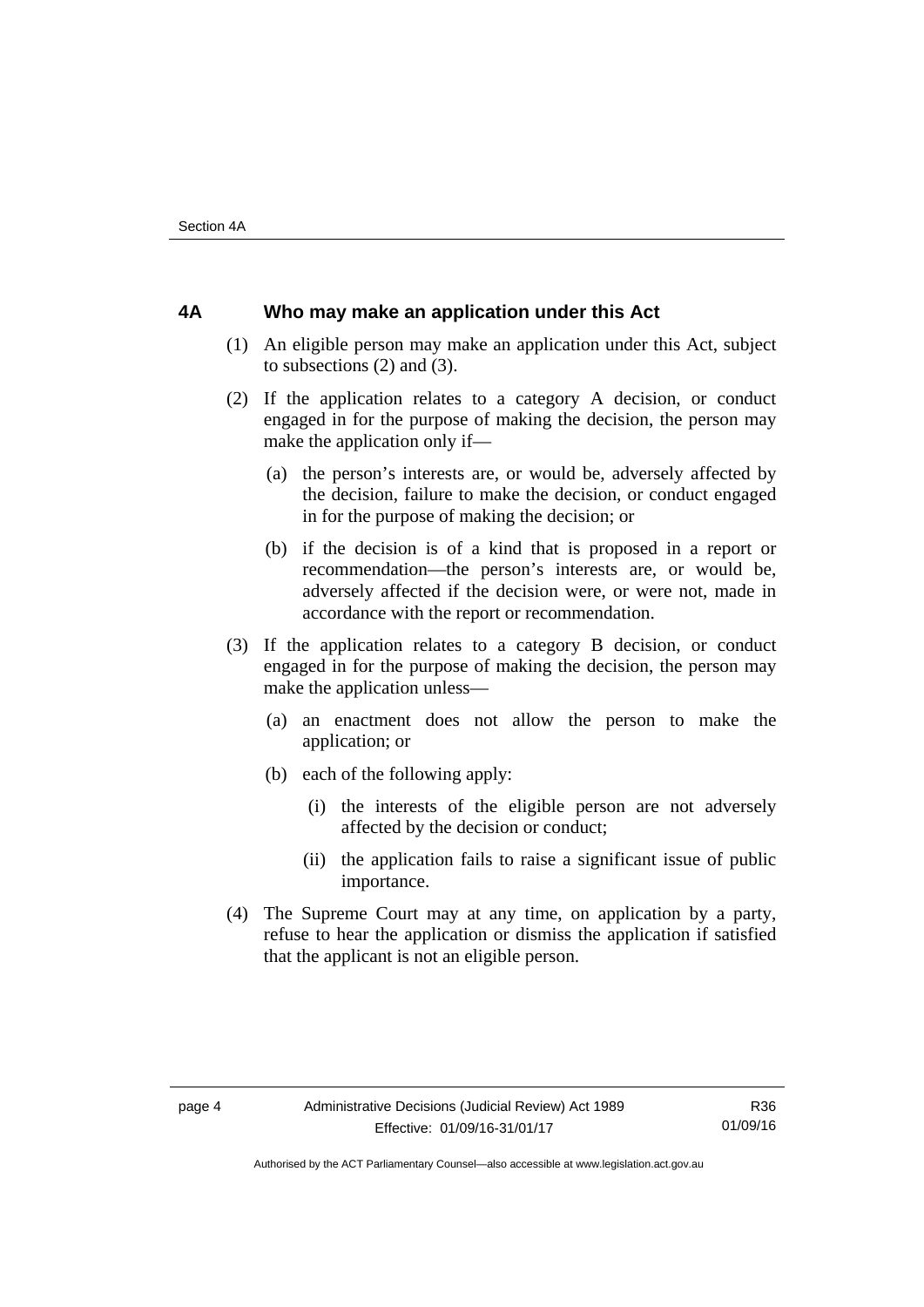## 4A Who may make an application under this Act

(1) An eligible person may make an application under this Act, subject to subsections (2) and (3).

(2) If the application relates to a category A decision, or conduct engaged in for the purpose of making the decision, the person may make the application only if—

- (a) the person's interests are, or would be, adversely affected by the decision, failure to make the decision, or conduct engaged in for the purpose of making the decision; or
- (b) if the decision is of a kind that is proposed in a report or recommendation—the person's interests are, or would be, adversely affected if the decision were, or were not, made in accordance with the report or recommendation.

(3) If the application relates to a category B decision, or conduct engaged in for the purpose of making the decision, the person may make the application unless—

- (a) an enactment does not allow the person to make the application; or
- (b) each of the following apply:
  - (i) the interests of the eligible person are not adversely affected by the decision or conduct;
  - (ii) the application fails to raise a significant issue of public importance.

(4) The Supreme Court may at any time, on application by a party, refuse to hear the application or dismiss the application if satisfied that the applicant is not an eligible person.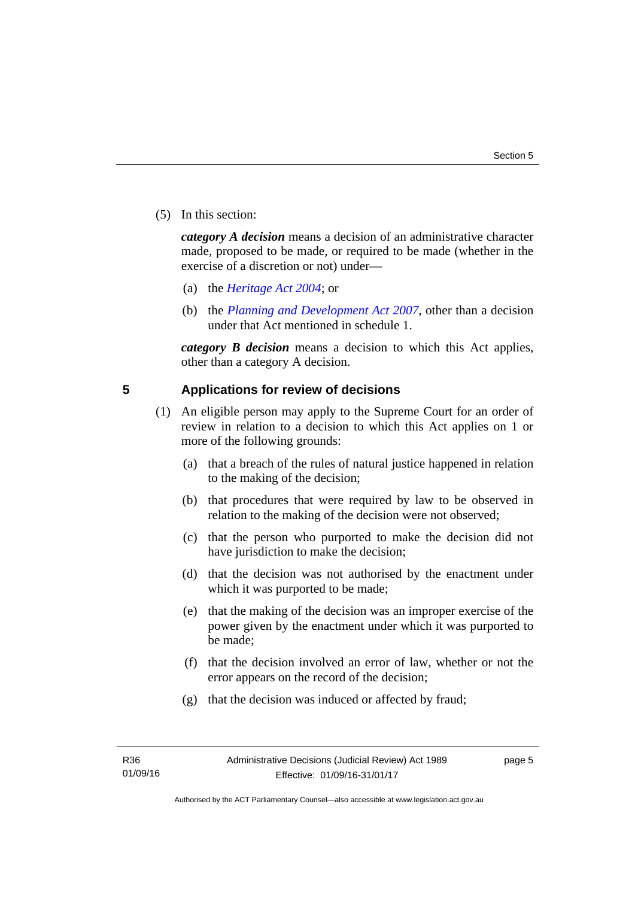(5) In this section:

***category A decision*** means a decision of an administrative character made, proposed to be made, or required to be made (whether in the exercise of a discretion or not) under—

(a) the *Heritage Act 2004*; or

(b) the *Planning and Development Act 2007*, other than a decision under that Act mentioned in schedule 1.

***category B decision*** means a decision to which this Act applies, other than a category A decision.

## 5 Applications for review of decisions

(1) An eligible person may apply to the Supreme Court for an order of review in relation to a decision to which this Act applies on 1 or more of the following grounds:

(a) that a breach of the rules of natural justice happened in relation to the making of the decision;

(b) that procedures that were required by law to be observed in relation to the making of the decision were not observed;

(c) that the person who purported to make the decision did not have jurisdiction to make the decision;

(d) that the decision was not authorised by the enactment under which it was purported to be made;

(e) that the making of the decision was an improper exercise of the power given by the enactment under which it was purported to be made;

(f) that the decision involved an error of law, whether or not the error appears on the record of the decision;

(g) that the decision was induced or affected by fraud;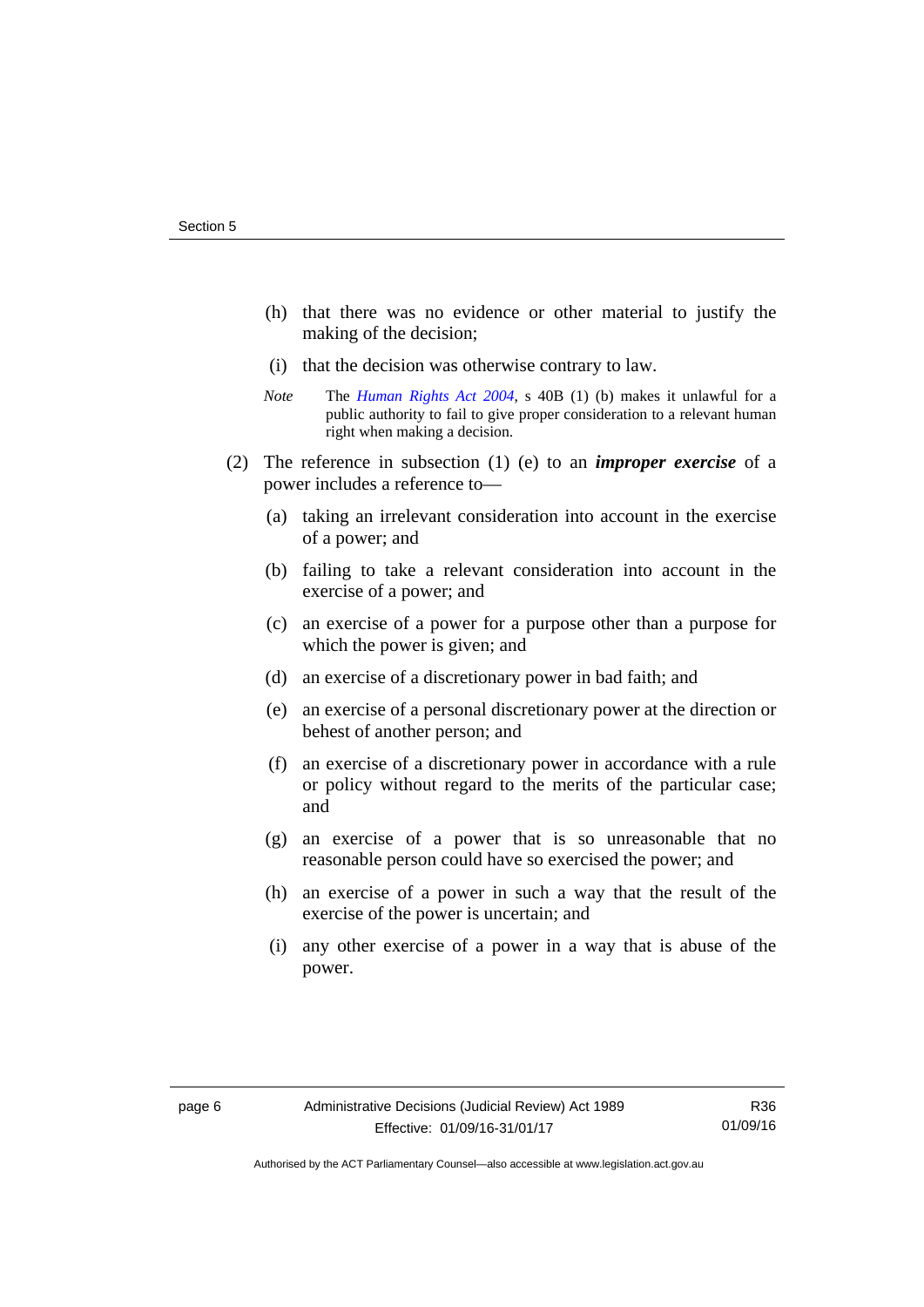(h) that there was no evidence or other material to justify the making of the decision;

(i) that the decision was otherwise contrary to law.

*Note* The *Human Rights Act 2004*, s 40B (1) (b) makes it unlawful for a public authority to fail to give proper consideration to a relevant human right when making a decision.

(2) The reference in subsection (1) (e) to an ***improper exercise*** of a power includes a reference to—

(a) taking an irrelevant consideration into account in the exercise of a power; and

(b) failing to take a relevant consideration into account in the exercise of a power; and

(c) an exercise of a power for a purpose other than a purpose for which the power is given; and

(d) an exercise of a discretionary power in bad faith; and

(e) an exercise of a personal discretionary power at the direction or behest of another person; and

(f) an exercise of a discretionary power in accordance with a rule or policy without regard to the merits of the particular case; and

(g) an exercise of a power that is so unreasonable that no reasonable person could have so exercised the power; and

(h) an exercise of a power in such a way that the result of the exercise of the power is uncertain; and

(i) any other exercise of a power in a way that is abuse of the power.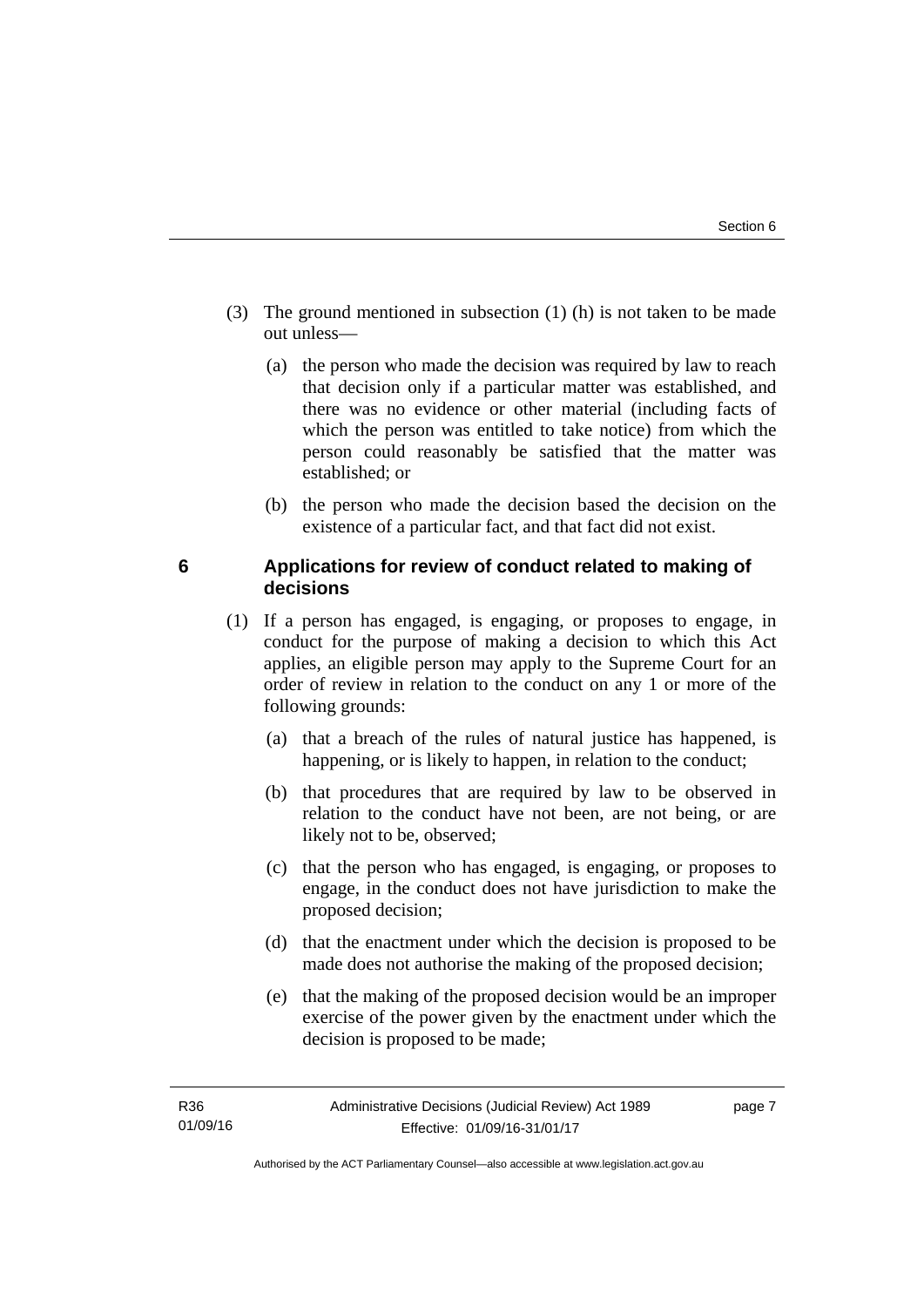(3) The ground mentioned in subsection (1) (h) is not taken to be made out unless—

(a) the person who made the decision was required by law to reach that decision only if a particular matter was established, and there was no evidence or other material (including facts of which the person was entitled to take notice) from which the person could reasonably be satisfied that the matter was established; or

(b) the person who made the decision based the decision on the existence of a particular fact, and that fact did not exist.

## 6 Applications for review of conduct related to making of decisions

(1) If a person has engaged, is engaging, or proposes to engage, in conduct for the purpose of making a decision to which this Act applies, an eligible person may apply to the Supreme Court for an order of review in relation to the conduct on any 1 or more of the following grounds:

(a) that a breach of the rules of natural justice has happened, is happening, or is likely to happen, in relation to the conduct;

(b) that procedures that are required by law to be observed in relation to the conduct have not been, are not being, or are likely not to be, observed;

(c) that the person who has engaged, is engaging, or proposes to engage, in the conduct does not have jurisdiction to make the proposed decision;

(d) that the enactment under which the decision is proposed to be made does not authorise the making of the proposed decision;

(e) that the making of the proposed decision would be an improper exercise of the power given by the enactment under which the decision is proposed to be made;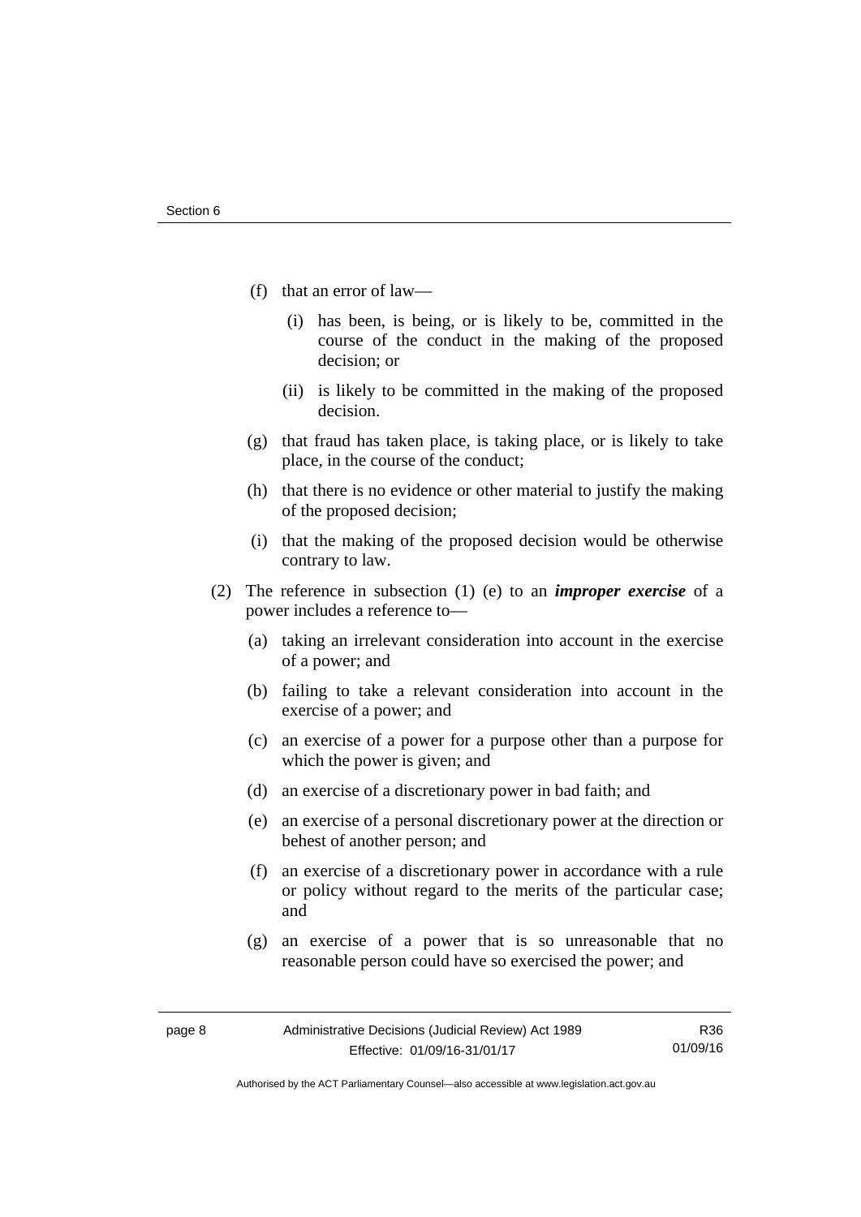(f) that an error of law—

(i) has been, is being, or is likely to be, committed in the course of the conduct in the making of the proposed decision; or

(ii) is likely to be committed in the making of the proposed decision.

(g) that fraud has taken place, is taking place, or is likely to take place, in the course of the conduct;

(h) that there is no evidence or other material to justify the making of the proposed decision;

(i) that the making of the proposed decision would be otherwise contrary to law.

(2) The reference in subsection (1) (e) to an ***improper exercise*** of a power includes a reference to—

(a) taking an irrelevant consideration into account in the exercise of a power; and

(b) failing to take a relevant consideration into account in the exercise of a power; and

(c) an exercise of a power for a purpose other than a purpose for which the power is given; and

(d) an exercise of a discretionary power in bad faith; and

(e) an exercise of a personal discretionary power at the direction or behest of another person; and

(f) an exercise of a discretionary power in accordance with a rule or policy without regard to the merits of the particular case; and

(g) an exercise of a power that is so unreasonable that no reasonable person could have so exercised the power; and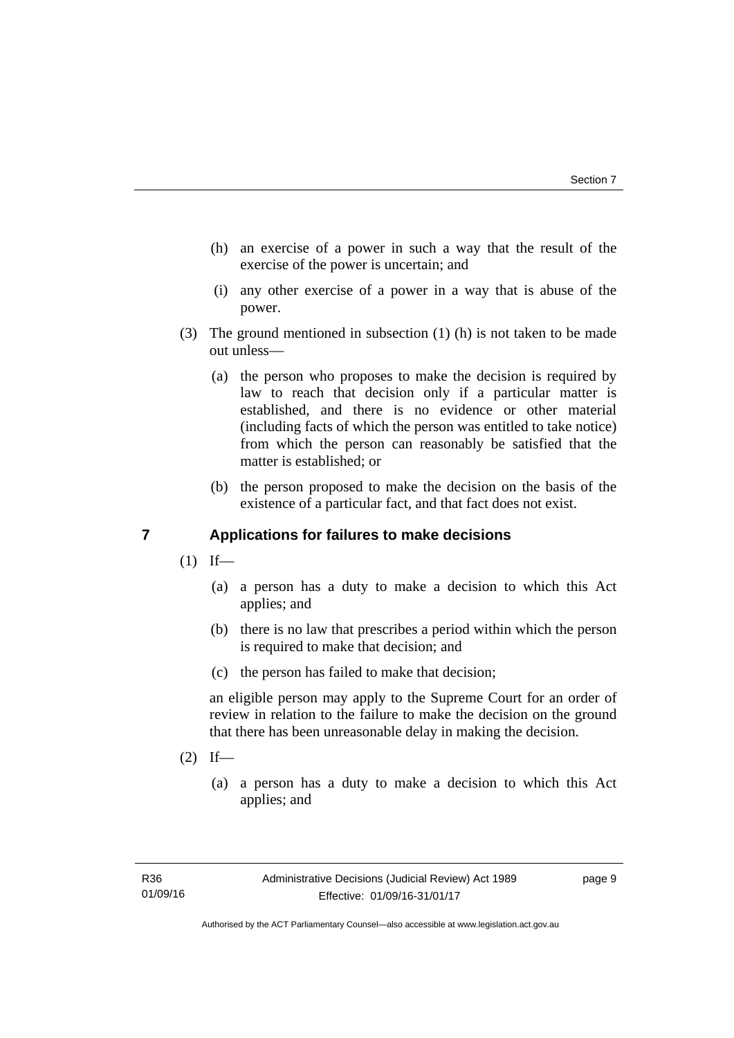(h) an exercise of a power in such a way that the result of the exercise of the power is uncertain; and

(i) any other exercise of a power in a way that is abuse of the power.

(3) The ground mentioned in subsection (1) (h) is not taken to be made out unless—

(a) the person who proposes to make the decision is required by law to reach that decision only if a particular matter is established, and there is no evidence or other material (including facts of which the person was entitled to take notice) from which the person can reasonably be satisfied that the matter is established; or

(b) the person proposed to make the decision on the basis of the existence of a particular fact, and that fact does not exist.

## 7 Applications for failures to make decisions

(1) If—

(a) a person has a duty to make a decision to which this Act applies; and

(b) there is no law that prescribes a period within which the person is required to make that decision; and

(c) the person has failed to make that decision;

an eligible person may apply to the Supreme Court for an order of review in relation to the failure to make the decision on the ground that there has been unreasonable delay in making the decision.

(2) If—

(a) a person has a duty to make a decision to which this Act applies; and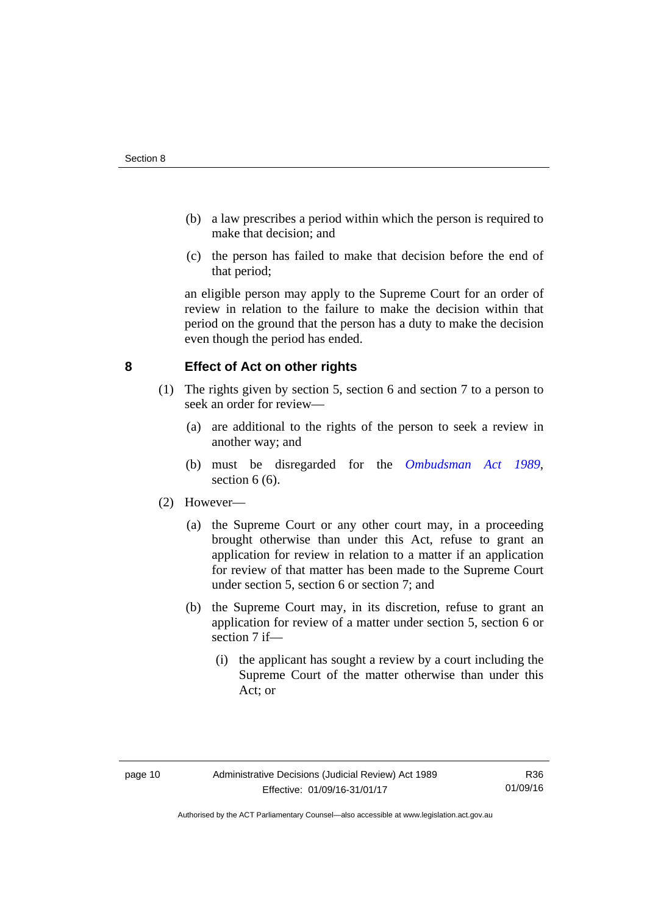(b) a law prescribes a period within which the person is required to make that decision; and

(c) the person has failed to make that decision before the end of that period;

an eligible person may apply to the Supreme Court for an order of review in relation to the failure to make the decision within that period on the ground that the person has a duty to make the decision even though the period has ended.

## 8 Effect of Act on other rights

(1) The rights given by section 5, section 6 and section 7 to a person to seek an order for review—

(a) are additional to the rights of the person to seek a review in another way; and

(b) must be disregarded for the *Ombudsman Act 1989*, section 6 (6).

(2) However—

(a) the Supreme Court or any other court may, in a proceeding brought otherwise than under this Act, refuse to grant an application for review in relation to a matter if an application for review of that matter has been made to the Supreme Court under section 5, section 6 or section 7; and

(b) the Supreme Court may, in its discretion, refuse to grant an application for review of a matter under section 5, section 6 or section 7 if—

(i) the applicant has sought a review by a court including the Supreme Court of the matter otherwise than under this Act; or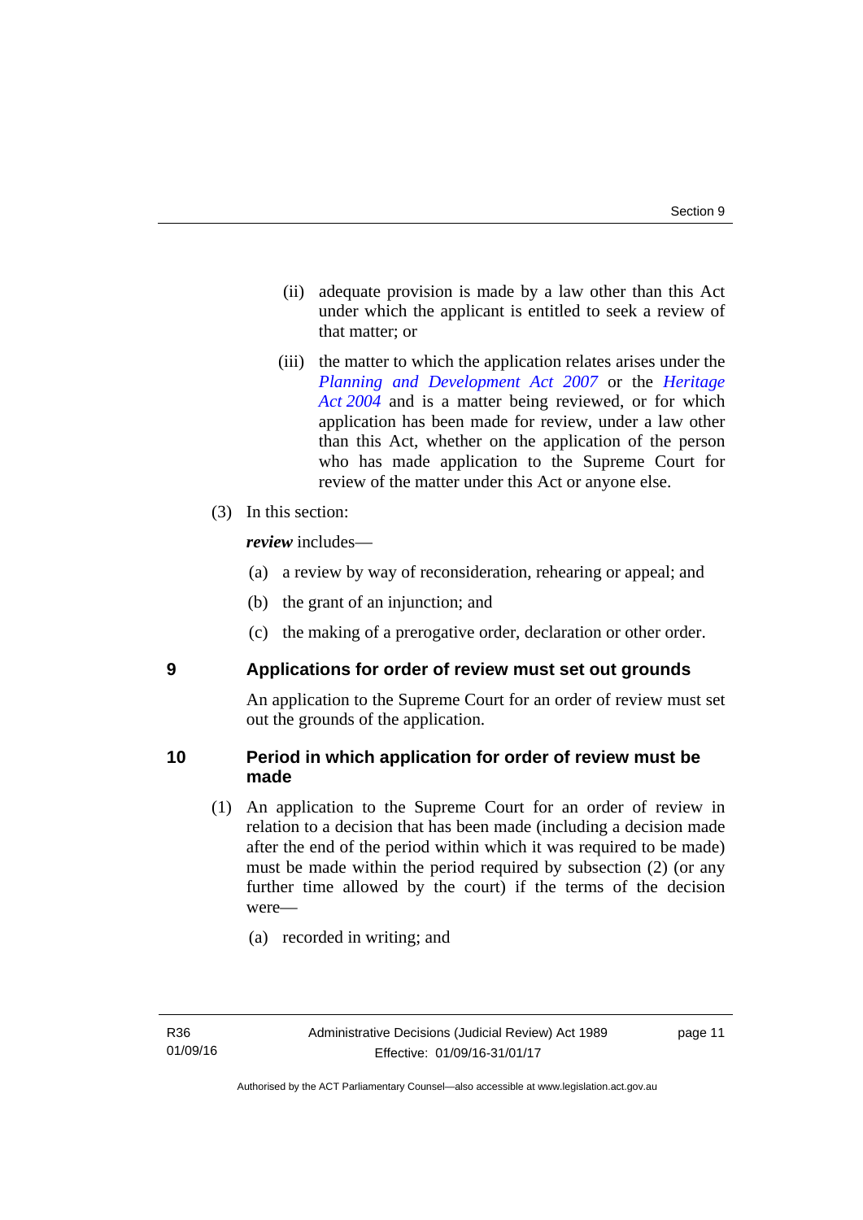(ii) adequate provision is made by a law other than this Act under which the applicant is entitled to seek a review of that matter; or

(iii) the matter to which the application relates arises under the *Planning and Development Act 2007* or the *Heritage Act 2004* and is a matter being reviewed, or for which application has been made for review, under a law other than this Act, whether on the application of the person who has made application to the Supreme Court for review of the matter under this Act or anyone else.

(3) In this section:

***review*** includes—

(a) a review by way of reconsideration, rehearing or appeal; and

(b) the grant of an injunction; and

(c) the making of a prerogative order, declaration or other order.

## 9 Applications for order of review must set out grounds

An application to the Supreme Court for an order of review must set out the grounds of the application.

## 10 Period in which application for order of review must be made

(1) An application to the Supreme Court for an order of review in relation to a decision that has been made (including a decision made after the end of the period within which it was required to be made) must be made within the period required by subsection (2) (or any further time allowed by the court) if the terms of the decision were—

(a) recorded in writing; and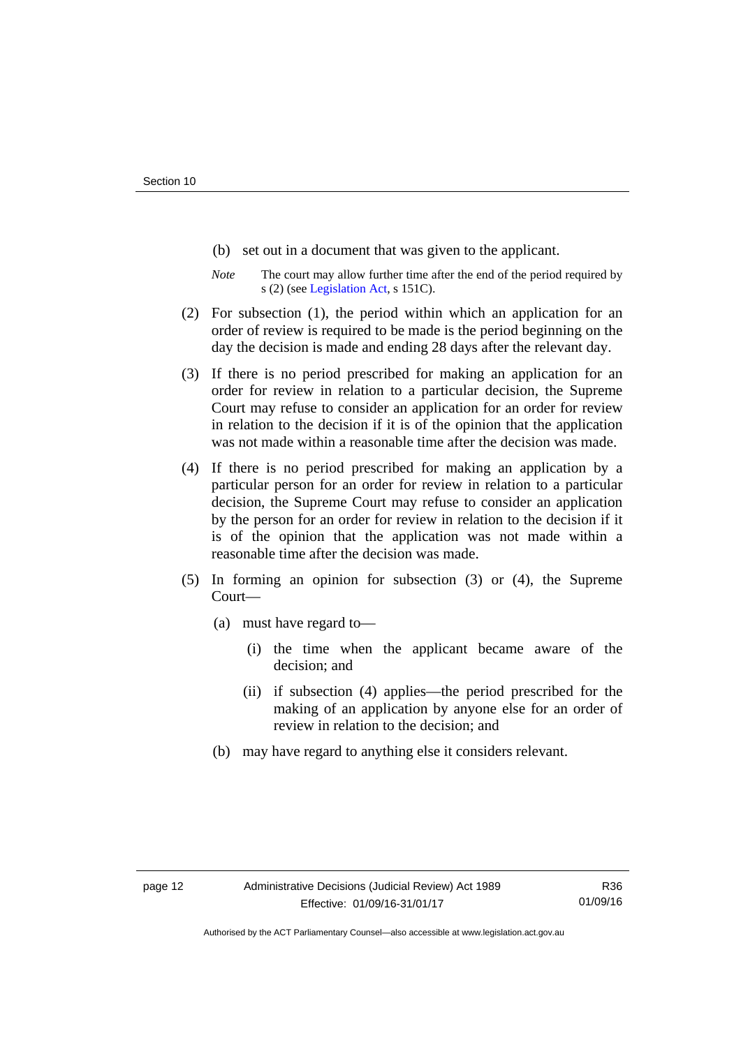(b) set out in a document that was given to the applicant.

*Note* The court may allow further time after the end of the period required by s (2) (see Legislation Act, s 151C).

(2) For subsection (1), the period within which an application for an order of review is required to be made is the period beginning on the day the decision is made and ending 28 days after the relevant day.

(3) If there is no period prescribed for making an application for an order for review in relation to a particular decision, the Supreme Court may refuse to consider an application for an order for review in relation to the decision if it is of the opinion that the application was not made within a reasonable time after the decision was made.

(4) If there is no period prescribed for making an application by a particular person for an order for review in relation to a particular decision, the Supreme Court may refuse to consider an application by the person for an order for review in relation to the decision if it is of the opinion that the application was not made within a reasonable time after the decision was made.

(5) In forming an opinion for subsection (3) or (4), the Supreme Court—

(a) must have regard to—

(i) the time when the applicant became aware of the decision; and

(ii) if subsection (4) applies—the period prescribed for the making of an application by anyone else for an order of review in relation to the decision; and

(b) may have regard to anything else it considers relevant.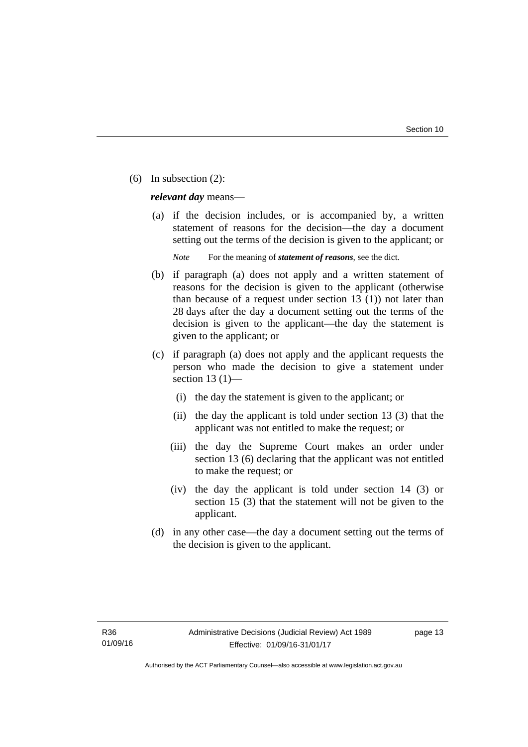(6) In subsection (2):

***relevant day*** means—

(a) if the decision includes, or is accompanied by, a written statement of reasons for the decision—the day a document setting out the terms of the decision is given to the applicant; or

*Note* For the meaning of ***statement of reasons***, see the dict.

(b) if paragraph (a) does not apply and a written statement of reasons for the decision is given to the applicant (otherwise than because of a request under section 13 (1)) not later than 28 days after the day a document setting out the terms of the decision is given to the applicant—the day the statement is given to the applicant; or

(c) if paragraph (a) does not apply and the applicant requests the person who made the decision to give a statement under section 13 (1)—

(i) the day the statement is given to the applicant; or

(ii) the day the applicant is told under section 13 (3) that the applicant was not entitled to make the request; or

(iii) the day the Supreme Court makes an order under section 13 (6) declaring that the applicant was not entitled to make the request; or

(iv) the day the applicant is told under section 14 (3) or section 15 (3) that the statement will not be given to the applicant.

(d) in any other case—the day a document setting out the terms of the decision is given to the applicant.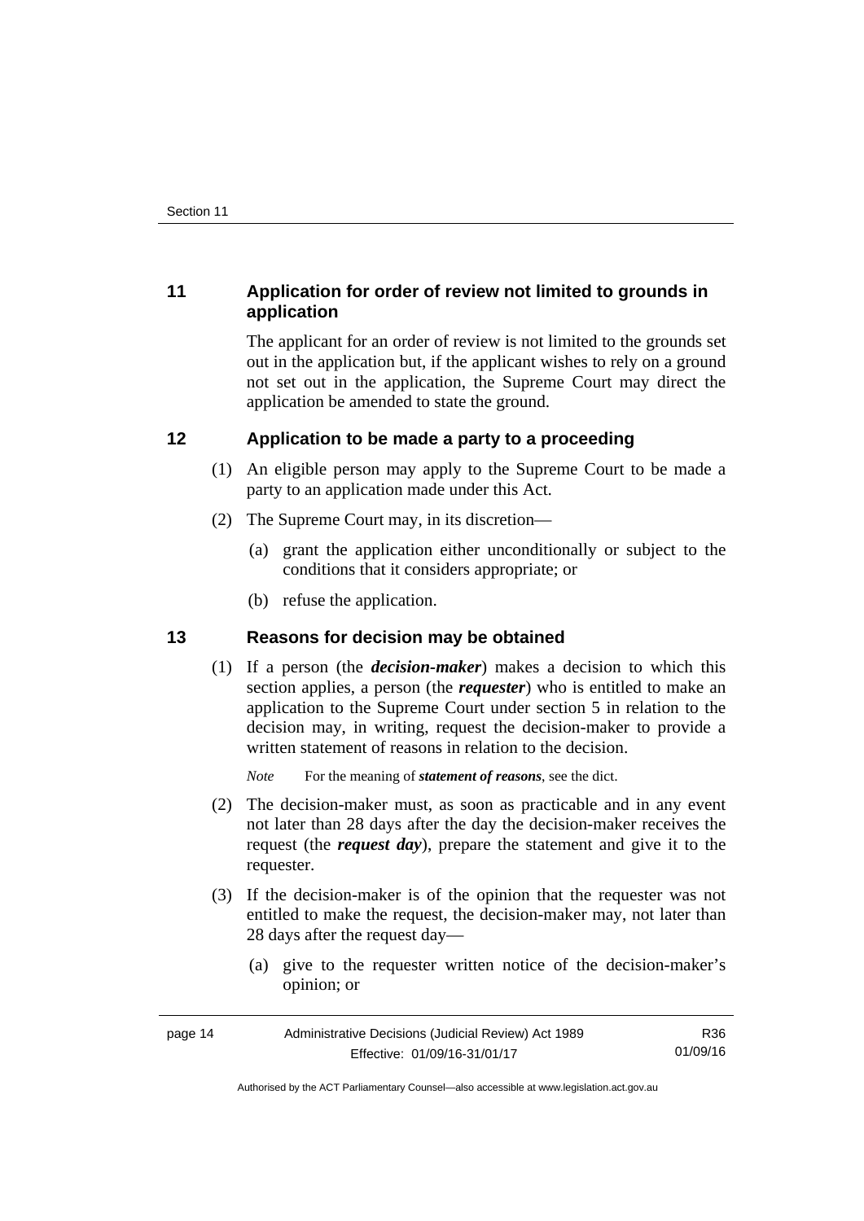## 11 Application for order of review not limited to grounds in application

The applicant for an order of review is not limited to the grounds set out in the application but, if the applicant wishes to rely on a ground not set out in the application, the Supreme Court may direct the application be amended to state the ground.

## 12 Application to be made a party to a proceeding

(1) An eligible person may apply to the Supreme Court to be made a party to an application made under this Act.

(2) The Supreme Court may, in its discretion—

(a) grant the application either unconditionally or subject to the conditions that it considers appropriate; or

(b) refuse the application.

## 13 Reasons for decision may be obtained

(1) If a person (the ***decision-maker***) makes a decision to which this section applies, a person (the ***requester***) who is entitled to make an application to the Supreme Court under section 5 in relation to the decision may, in writing, request the decision-maker to provide a written statement of reasons in relation to the decision.

*Note* For the meaning of ***statement of reasons***, see the dict.

(2) The decision-maker must, as soon as practicable and in any event not later than 28 days after the day the decision-maker receives the request (the ***request day***), prepare the statement and give it to the requester.

(3) If the decision-maker is of the opinion that the requester was not entitled to make the request, the decision-maker may, not later than 28 days after the request day—

(a) give to the requester written notice of the decision-maker's opinion; or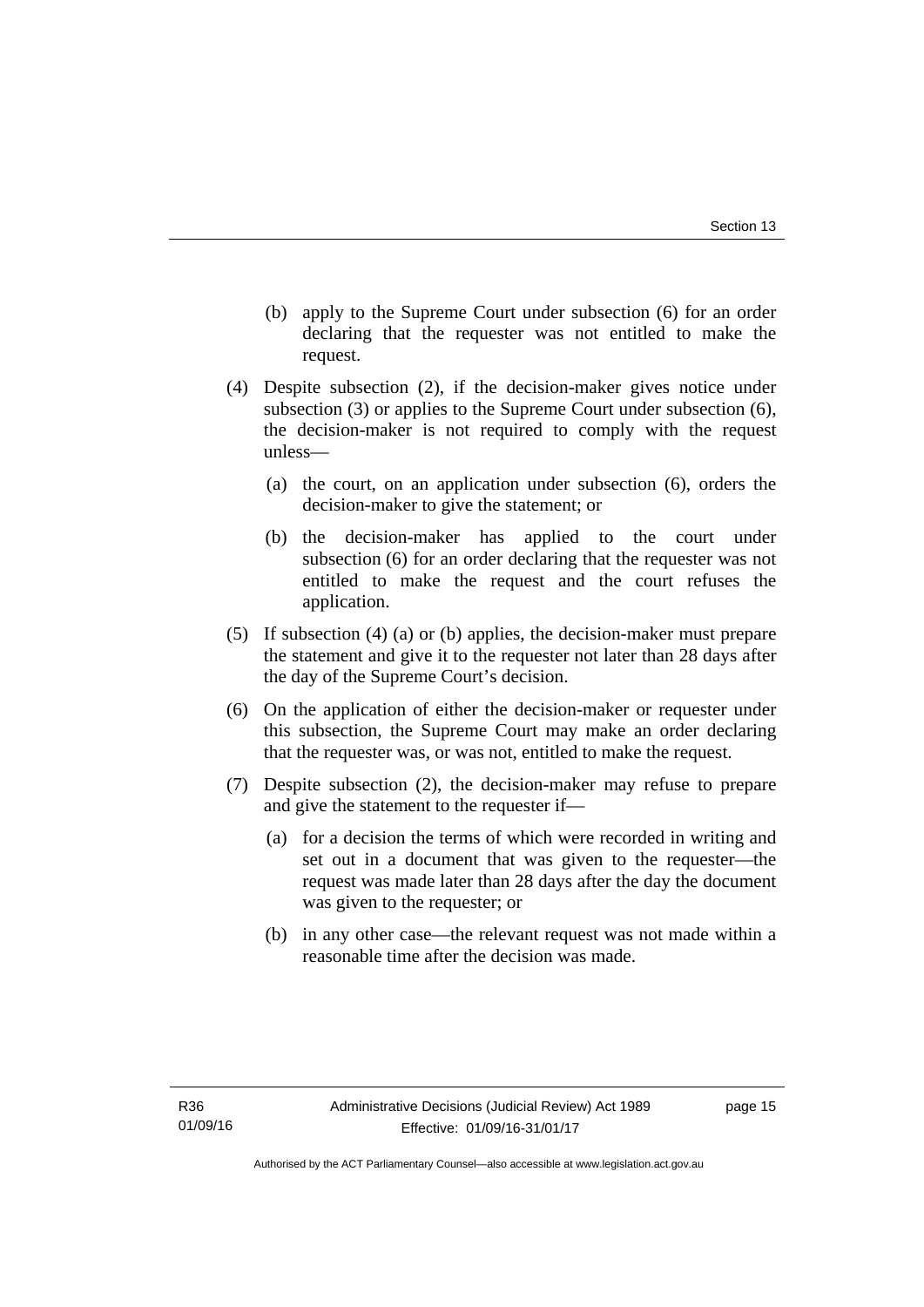(b) apply to the Supreme Court under subsection (6) for an order declaring that the requester was not entitled to make the request.

(4) Despite subsection (2), if the decision-maker gives notice under subsection (3) or applies to the Supreme Court under subsection (6), the decision-maker is not required to comply with the request unless—

(a) the court, on an application under subsection (6), orders the decision-maker to give the statement; or

(b) the decision-maker has applied to the court under subsection (6) for an order declaring that the requester was not entitled to make the request and the court refuses the application.

(5) If subsection (4) (a) or (b) applies, the decision-maker must prepare the statement and give it to the requester not later than 28 days after the day of the Supreme Court's decision.

(6) On the application of either the decision-maker or requester under this subsection, the Supreme Court may make an order declaring that the requester was, or was not, entitled to make the request.

(7) Despite subsection (2), the decision-maker may refuse to prepare and give the statement to the requester if—

(a) for a decision the terms of which were recorded in writing and set out in a document that was given to the requester—the request was made later than 28 days after the day the document was given to the requester; or

(b) in any other case—the relevant request was not made within a reasonable time after the decision was made.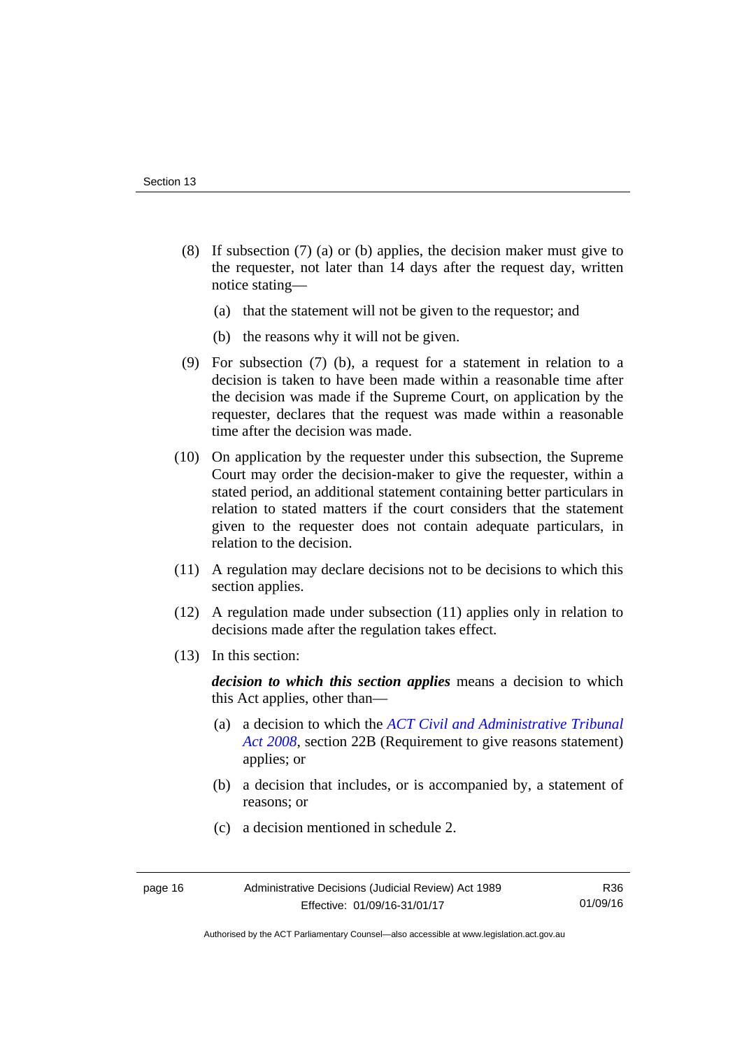(8) If subsection (7) (a) or (b) applies, the decision maker must give to the requester, not later than 14 days after the request day, written notice stating—

(a) that the statement will not be given to the requestor; and

(b) the reasons why it will not be given.

(9) For subsection (7) (b), a request for a statement in relation to a decision is taken to have been made within a reasonable time after the decision was made if the Supreme Court, on application by the requester, declares that the request was made within a reasonable time after the decision was made.

(10) On application by the requester under this subsection, the Supreme Court may order the decision-maker to give the requester, within a stated period, an additional statement containing better particulars in relation to stated matters if the court considers that the statement given to the requester does not contain adequate particulars, in relation to the decision.

(11) A regulation may declare decisions not to be decisions to which this section applies.

(12) A regulation made under subsection (11) applies only in relation to decisions made after the regulation takes effect.

(13) In this section:

***decision to which this section applies*** means a decision to which this Act applies, other than—

(a) a decision to which the *ACT Civil and Administrative Tribunal Act 2008*, section 22B (Requirement to give reasons statement) applies; or

(b) a decision that includes, or is accompanied by, a statement of reasons; or

(c) a decision mentioned in schedule 2.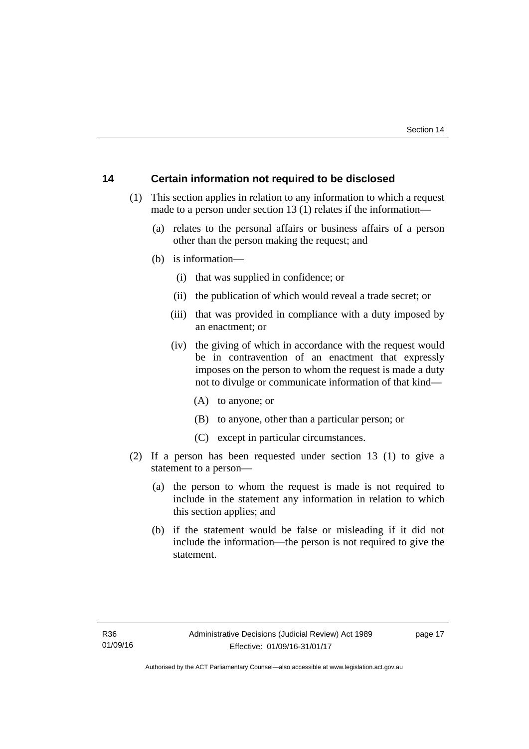## 14 Certain information not required to be disclosed

(1) This section applies in relation to any information to which a request made to a person under section 13 (1) relates if the information—

(a) relates to the personal affairs or business affairs of a person other than the person making the request; and

(b) is information—

(i) that was supplied in confidence; or

(ii) the publication of which would reveal a trade secret; or

(iii) that was provided in compliance with a duty imposed by an enactment; or

(iv) the giving of which in accordance with the request would be in contravention of an enactment that expressly imposes on the person to whom the request is made a duty not to divulge or communicate information of that kind—

(A) to anyone; or

(B) to anyone, other than a particular person; or

(C) except in particular circumstances.

(2) If a person has been requested under section 13 (1) to give a statement to a person—

(a) the person to whom the request is made is not required to include in the statement any information in relation to which this section applies; and

(b) if the statement would be false or misleading if it did not include the information—the person is not required to give the statement.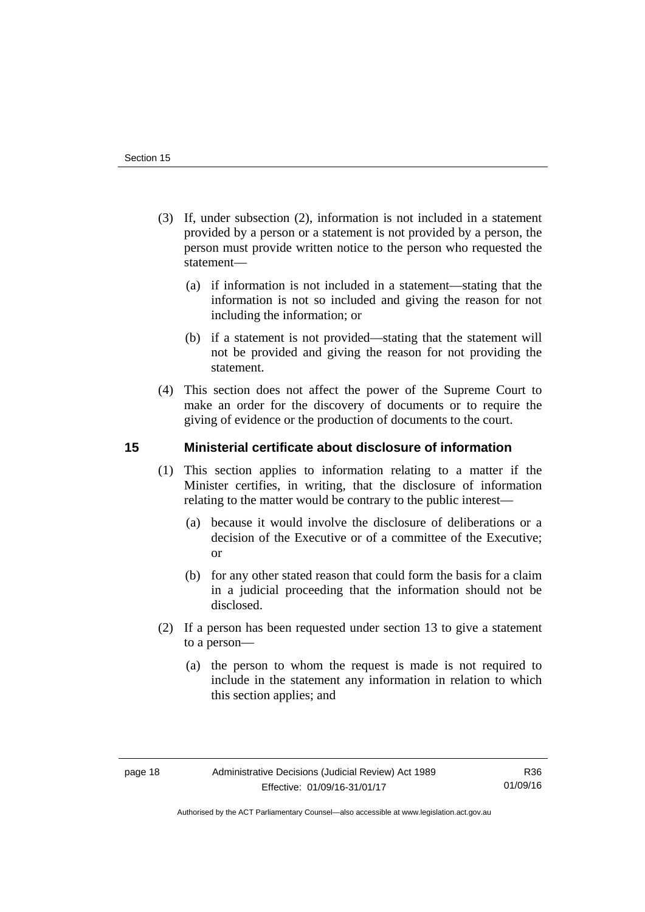(3) If, under subsection (2), information is not included in a statement provided by a person or a statement is not provided by a person, the person must provide written notice to the person who requested the statement—

(a) if information is not included in a statement—stating that the information is not so included and giving the reason for not including the information; or

(b) if a statement is not provided—stating that the statement will not be provided and giving the reason for not providing the statement.

(4) This section does not affect the power of the Supreme Court to make an order for the discovery of documents or to require the giving of evidence or the production of documents to the court.

## 15 Ministerial certificate about disclosure of information

(1) This section applies to information relating to a matter if the Minister certifies, in writing, that the disclosure of information relating to the matter would be contrary to the public interest—

(a) because it would involve the disclosure of deliberations or a decision of the Executive or of a committee of the Executive; or

(b) for any other stated reason that could form the basis for a claim in a judicial proceeding that the information should not be disclosed.

(2) If a person has been requested under section 13 to give a statement to a person—

(a) the person to whom the request is made is not required to include in the statement any information in relation to which this section applies; and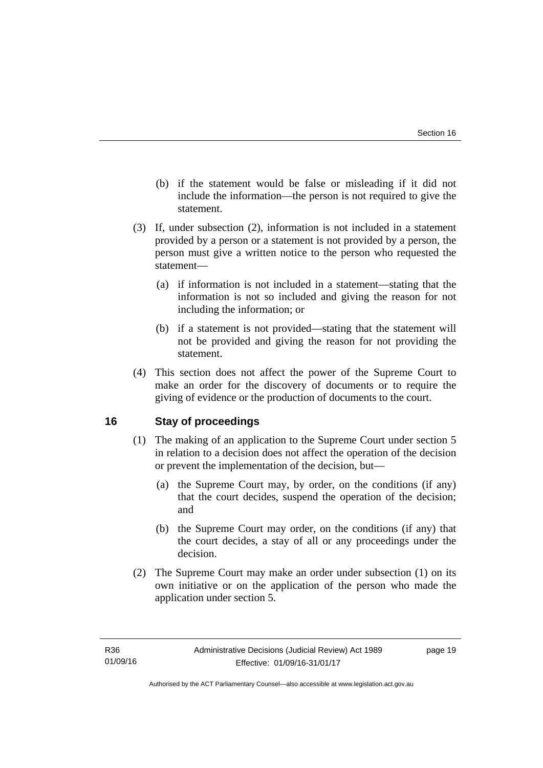(b) if the statement would be false or misleading if it did not include the information—the person is not required to give the statement.

(3) If, under subsection (2), information is not included in a statement provided by a person or a statement is not provided by a person, the person must give a written notice to the person who requested the statement—

(a) if information is not included in a statement—stating that the information is not so included and giving the reason for not including the information; or

(b) if a statement is not provided—stating that the statement will not be provided and giving the reason for not providing the statement.

(4) This section does not affect the power of the Supreme Court to make an order for the discovery of documents or to require the giving of evidence or the production of documents to the court.

## 16 Stay of proceedings

(1) The making of an application to the Supreme Court under section 5 in relation to a decision does not affect the operation of the decision or prevent the implementation of the decision, but—

(a) the Supreme Court may, by order, on the conditions (if any) that the court decides, suspend the operation of the decision; and

(b) the Supreme Court may order, on the conditions (if any) that the court decides, a stay of all or any proceedings under the decision.

(2) The Supreme Court may make an order under subsection (1) on its own initiative or on the application of the person who made the application under section 5.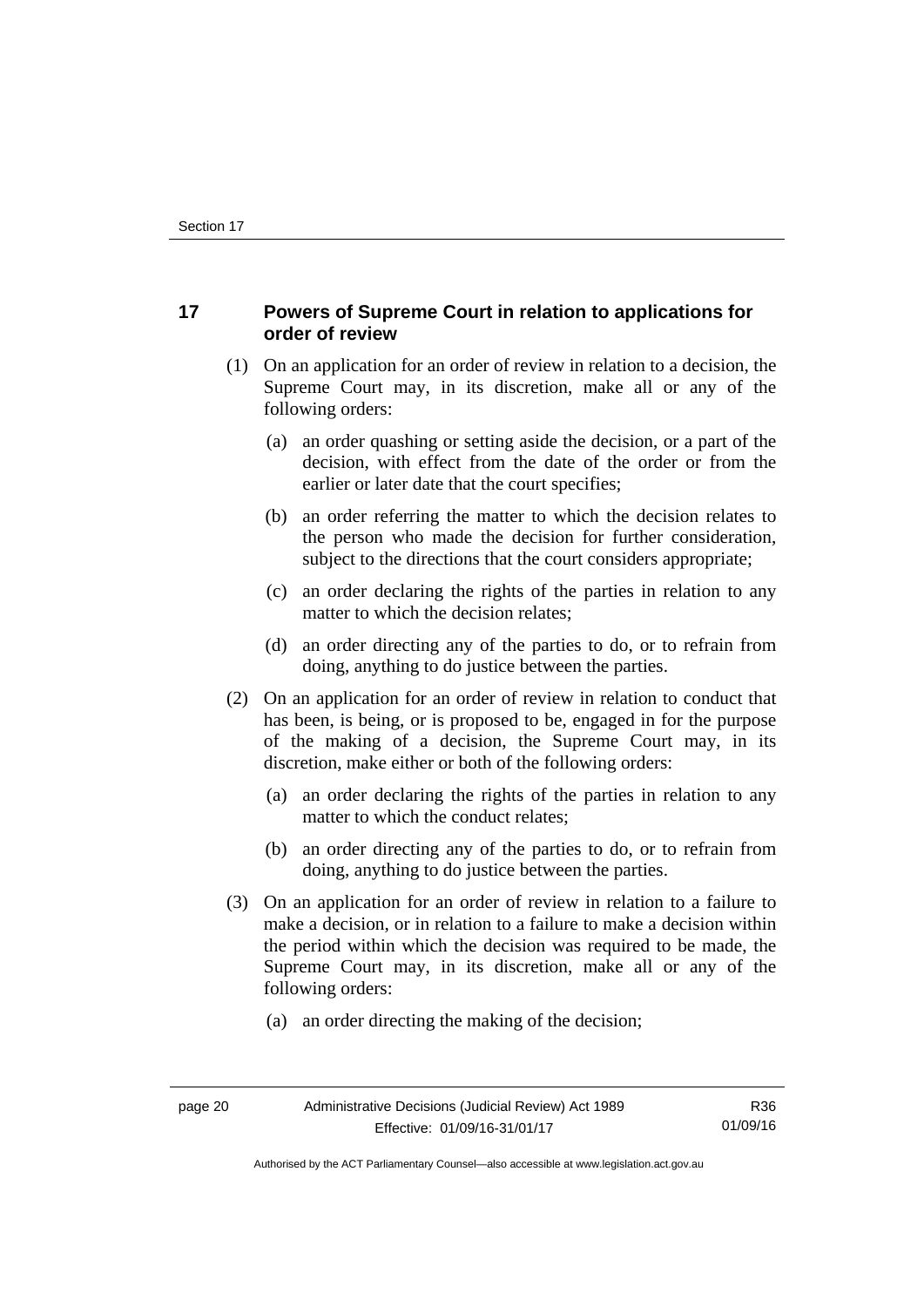## 17 Powers of Supreme Court in relation to applications for order of review

(1) On an application for an order of review in relation to a decision, the Supreme Court may, in its discretion, make all or any of the following orders:

  (a) an order quashing or setting aside the decision, or a part of the decision, with effect from the date of the order or from the earlier or later date that the court specifies;

  (b) an order referring the matter to which the decision relates to the person who made the decision for further consideration, subject to the directions that the court considers appropriate;

  (c) an order declaring the rights of the parties in relation to any matter to which the decision relates;

  (d) an order directing any of the parties to do, or to refrain from doing, anything to do justice between the parties.

(2) On an application for an order of review in relation to conduct that has been, is being, or is proposed to be, engaged in for the purpose of the making of a decision, the Supreme Court may, in its discretion, make either or both of the following orders:

  (a) an order declaring the rights of the parties in relation to any matter to which the conduct relates;

  (b) an order directing any of the parties to do, or to refrain from doing, anything to do justice between the parties.

(3) On an application for an order of review in relation to a failure to make a decision, or in relation to a failure to make a decision within the period within which the decision was required to be made, the Supreme Court may, in its discretion, make all or any of the following orders:

  (a) an order directing the making of the decision;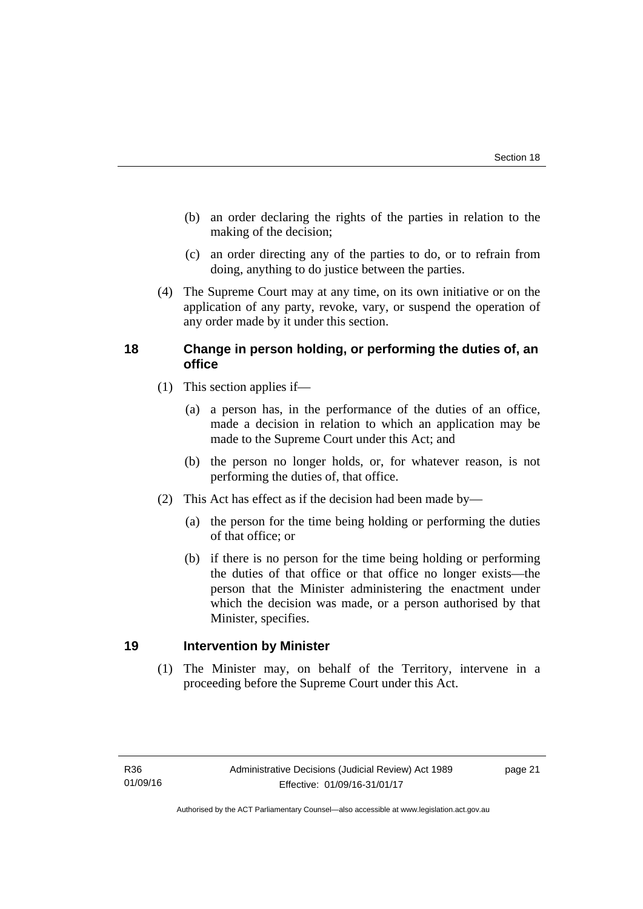(b) an order declaring the rights of the parties in relation to the making of the decision;

(c) an order directing any of the parties to do, or to refrain from doing, anything to do justice between the parties.

(4) The Supreme Court may at any time, on its own initiative or on the application of any party, revoke, vary, or suspend the operation of any order made by it under this section.

## 18 Change in person holding, or performing the duties of, an office

(1) This section applies if—

(a) a person has, in the performance of the duties of an office, made a decision in relation to which an application may be made to the Supreme Court under this Act; and

(b) the person no longer holds, or, for whatever reason, is not performing the duties of, that office.

(2) This Act has effect as if the decision had been made by—

(a) the person for the time being holding or performing the duties of that office; or

(b) if there is no person for the time being holding or performing the duties of that office or that office no longer exists—the person that the Minister administering the enactment under which the decision was made, or a person authorised by that Minister, specifies.

## 19 Intervention by Minister

(1) The Minister may, on behalf of the Territory, intervene in a proceeding before the Supreme Court under this Act.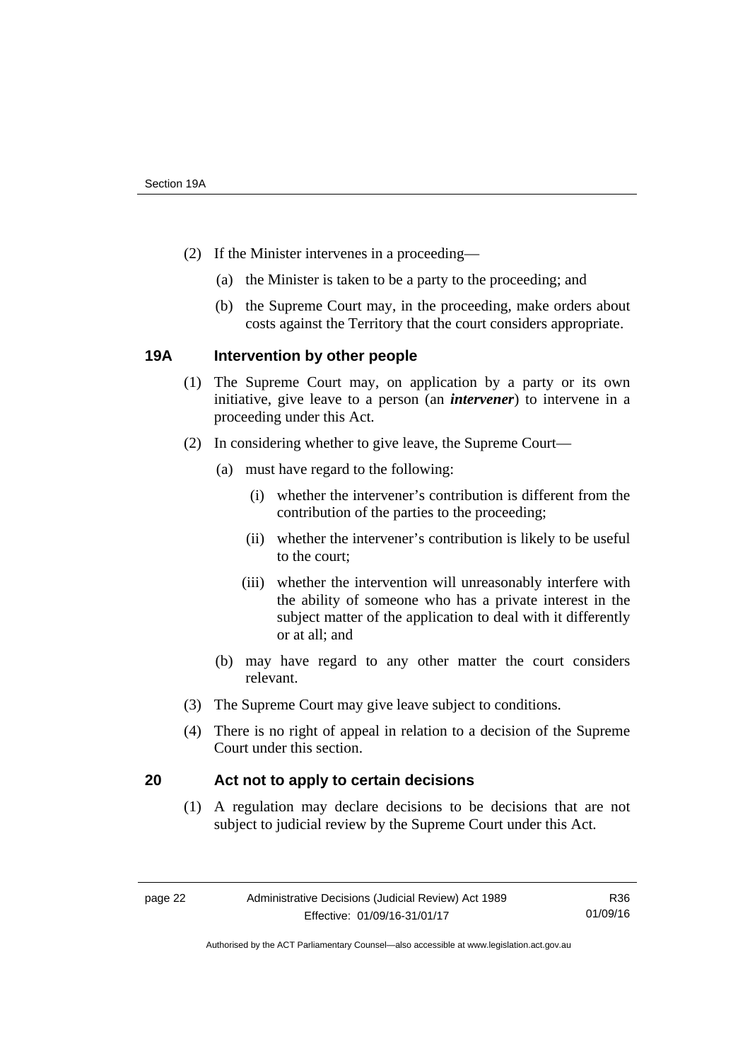(2) If the Minister intervenes in a proceeding—

(a) the Minister is taken to be a party to the proceeding; and

(b) the Supreme Court may, in the proceeding, make orders about costs against the Territory that the court considers appropriate.

## 19A Intervention by other people

(1) The Supreme Court may, on application by a party or its own initiative, give leave to a person (an ***intervener***) to intervene in a proceeding under this Act.

(2) In considering whether to give leave, the Supreme Court—

(a) must have regard to the following:

(i) whether the intervener's contribution is different from the contribution of the parties to the proceeding;

(ii) whether the intervener's contribution is likely to be useful to the court;

(iii) whether the intervention will unreasonably interfere with the ability of someone who has a private interest in the subject matter of the application to deal with it differently or at all; and

(b) may have regard to any other matter the court considers relevant.

(3) The Supreme Court may give leave subject to conditions.

(4) There is no right of appeal in relation to a decision of the Supreme Court under this section.

## 20 Act not to apply to certain decisions

(1) A regulation may declare decisions to be decisions that are not subject to judicial review by the Supreme Court under this Act.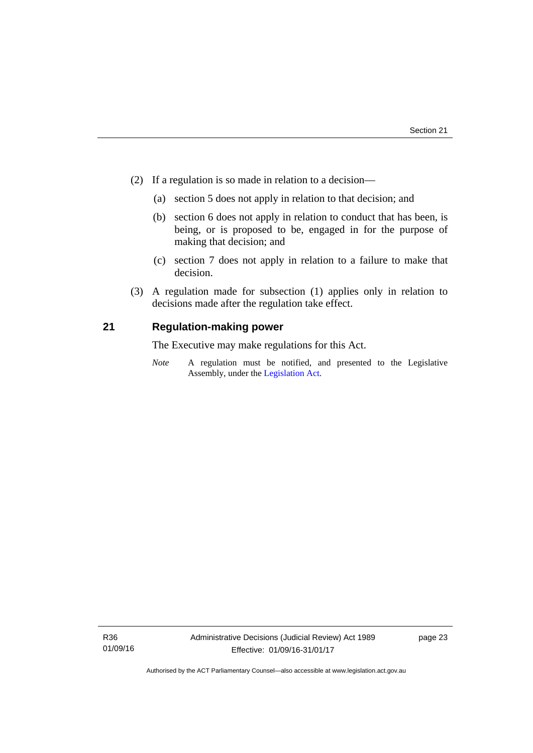(2) If a regulation is so made in relation to a decision—

(a) section 5 does not apply in relation to that decision; and

(b) section 6 does not apply in relation to conduct that has been, is being, or is proposed to be, engaged in for the purpose of making that decision; and

(c) section 7 does not apply in relation to a failure to make that decision.

(3) A regulation made for subsection (1) applies only in relation to decisions made after the regulation take effect.

## 21 Regulation-making power

The Executive may make regulations for this Act.

*Note* A regulation must be notified, and presented to the Legislative Assembly, under the Legislation Act.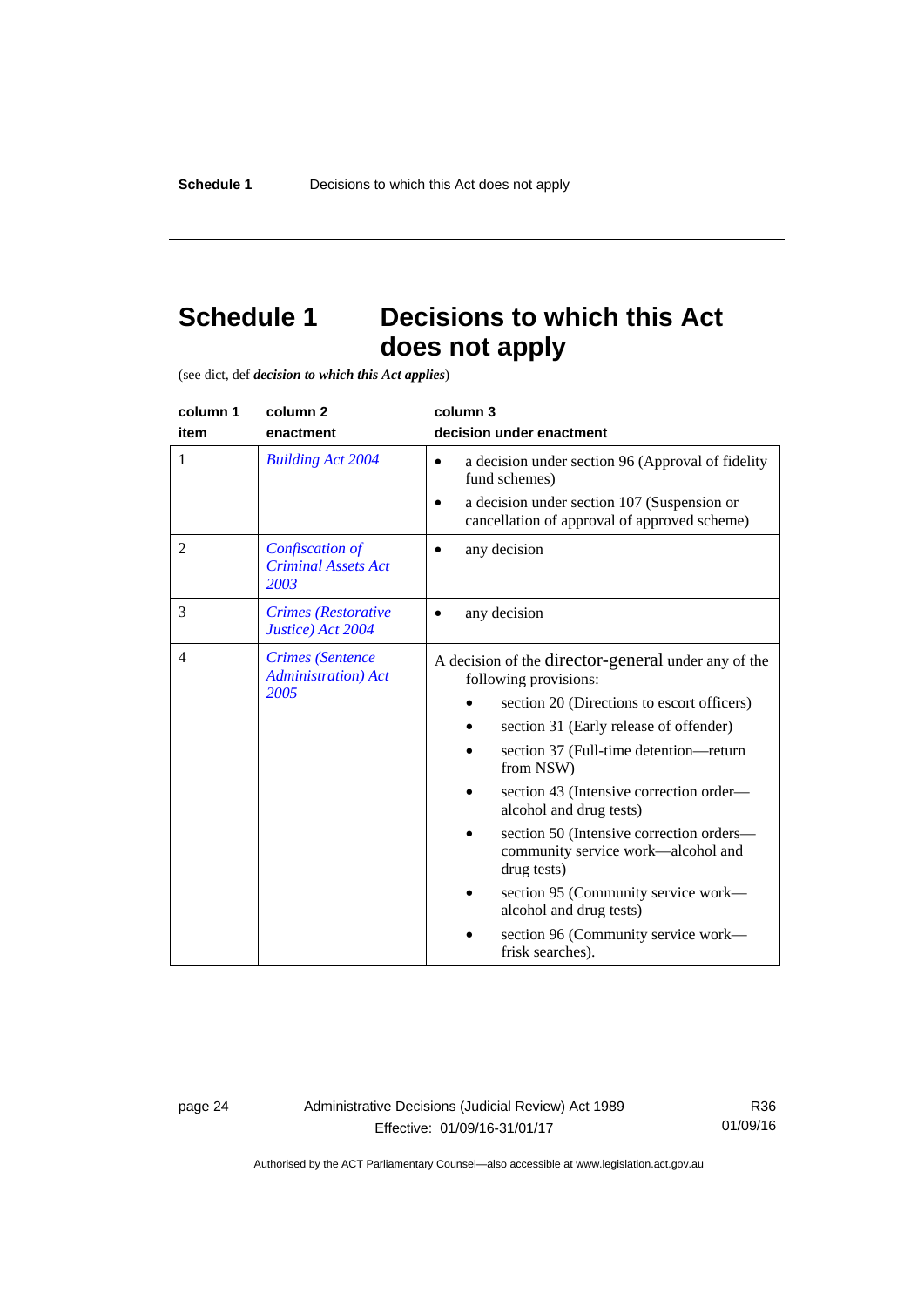# Schedule 1 Decisions to which this Act does not apply

(see dict, def ***decision to which this Act applies***)

| column 1<br>item | column 2<br>enactment | column 3<br>decision under enactment |
|---|---|---|
| 1 | *Building Act 2004* | • a decision under section 96 (Approval of fidelity fund schemes)<br>• a decision under section 107 (Suspension or cancellation of approval of approved scheme) |
| 2 | *Confiscation of Criminal Assets Act 2003* | • any decision |
| 3 | *Crimes (Restorative Justice) Act 2004* | • any decision |
| 4 | *Crimes (Sentence Administration) Act 2005* | A decision of the director-general under any of the following provisions:<br>• section 20 (Directions to escort officers)<br>• section 31 (Early release of offender)<br>• section 37 (Full-time detention—return from NSW)<br>• section 43 (Intensive correction order—alcohol and drug tests)<br>• section 50 (Intensive correction orders—community service work—alcohol and drug tests)<br>• section 95 (Community service work—alcohol and drug tests)<br>• section 96 (Community service work—frisk searches). |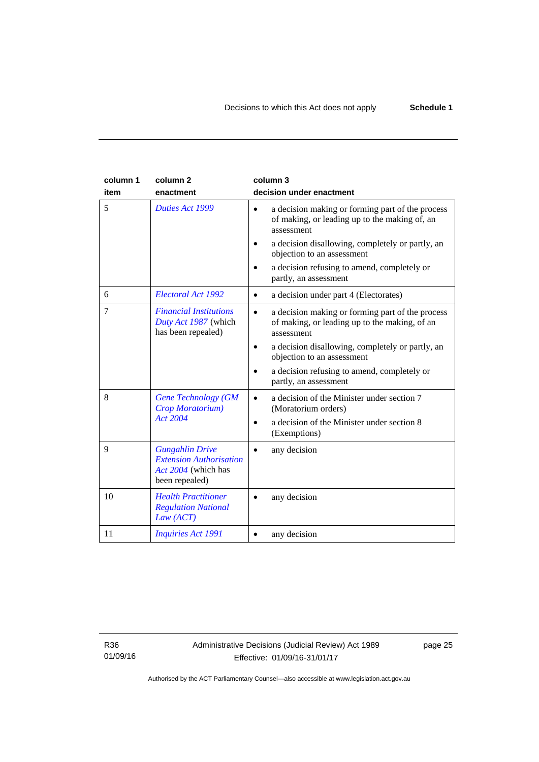| column 1<br>item | column 2<br>enactment | column 3<br>decision under enactment |
|---|---|---|
| 5 | *Duties Act 1999* | • a decision making or forming part of the process of making, or leading up to the making of, an assessment<br>• a decision disallowing, completely or partly, an objection to an assessment<br>• a decision refusing to amend, completely or partly, an assessment |
| 6 | *Electoral Act 1992* | • a decision under part 4 (Electorates) |
| 7 | *Financial Institutions Duty Act 1987* (which has been repealed) | • a decision making or forming part of the process of making, or leading up to the making, of an assessment<br>• a decision disallowing, completely or partly, an objection to an assessment<br>• a decision refusing to amend, completely or partly, an assessment |
| 8 | *Gene Technology (GM Crop Moratorium) Act 2004* | • a decision of the Minister under section 7 (Moratorium orders)<br>• a decision of the Minister under section 8 (Exemptions) |
| 9 | *Gungahlin Drive Extension Authorisation Act 2004* (which has been repealed) | • any decision |
| 10 | *Health Practitioner Regulation National Law (ACT)* | • any decision |
| 11 | *Inquiries Act 1991* | • any decision |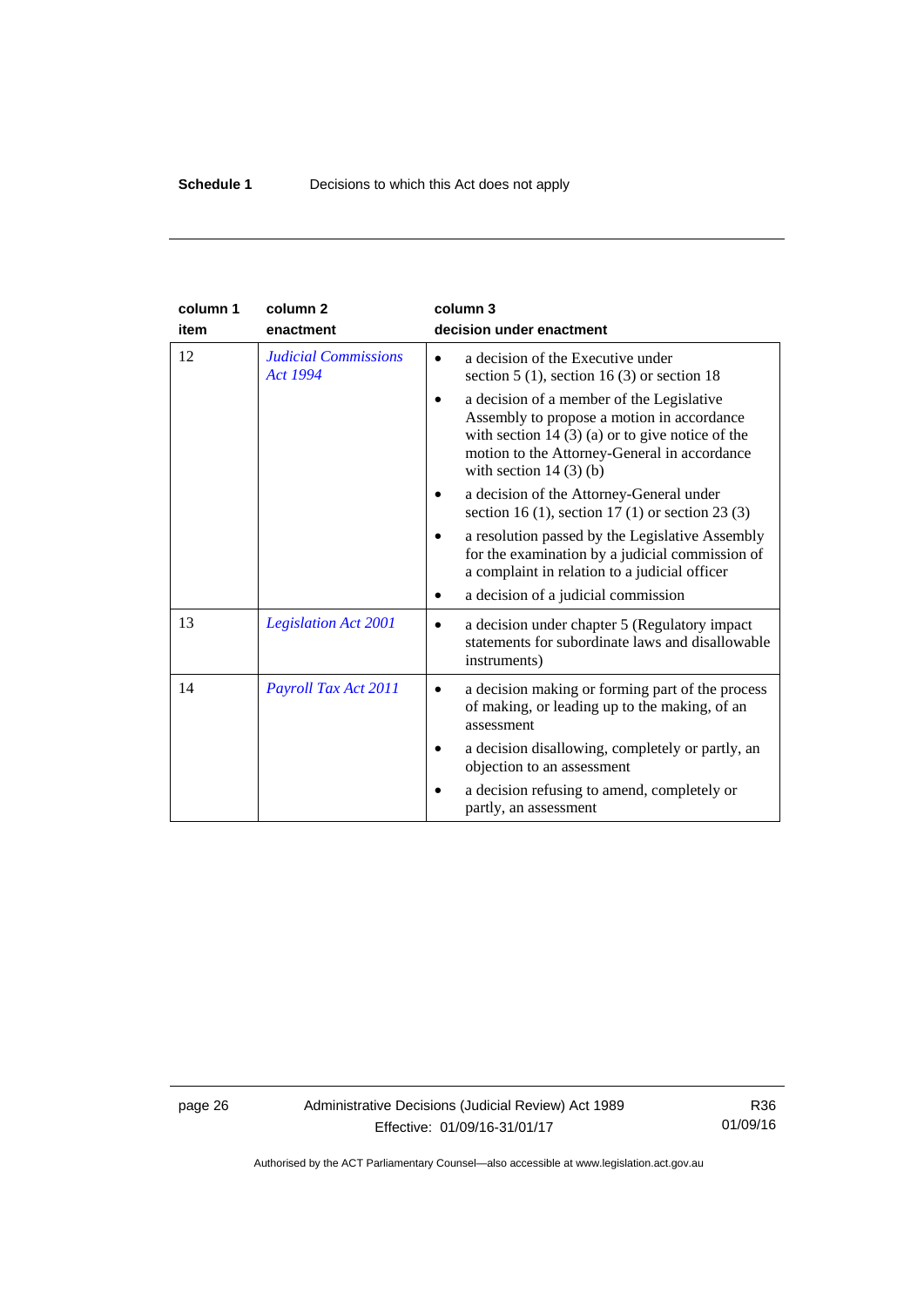| column 1 item | column 2 enactment | column 3 decision under enactment |
|---|---|---|
| 12 | *Judicial Commissions Act 1994* | • a decision of the Executive under section 5 (1), section 16 (3) or section 18<br>• a decision of a member of the Legislative Assembly to propose a motion in accordance with section 14 (3) (a) or to give notice of the motion to the Attorney-General in accordance with section 14 (3) (b)<br>• a decision of the Attorney-General under section 16 (1), section 17 (1) or section 23 (3)<br>• a resolution passed by the Legislative Assembly for the examination by a judicial commission of a complaint in relation to a judicial officer<br>• a decision of a judicial commission |
| 13 | *Legislation Act 2001* | • a decision under chapter 5 (Regulatory impact statements for subordinate laws and disallowable instruments) |
| 14 | *Payroll Tax Act 2011* | • a decision making or forming part of the process of making, or leading up to the making, of an assessment<br>• a decision disallowing, completely or partly, an objection to an assessment<br>• a decision refusing to amend, completely or partly, an assessment |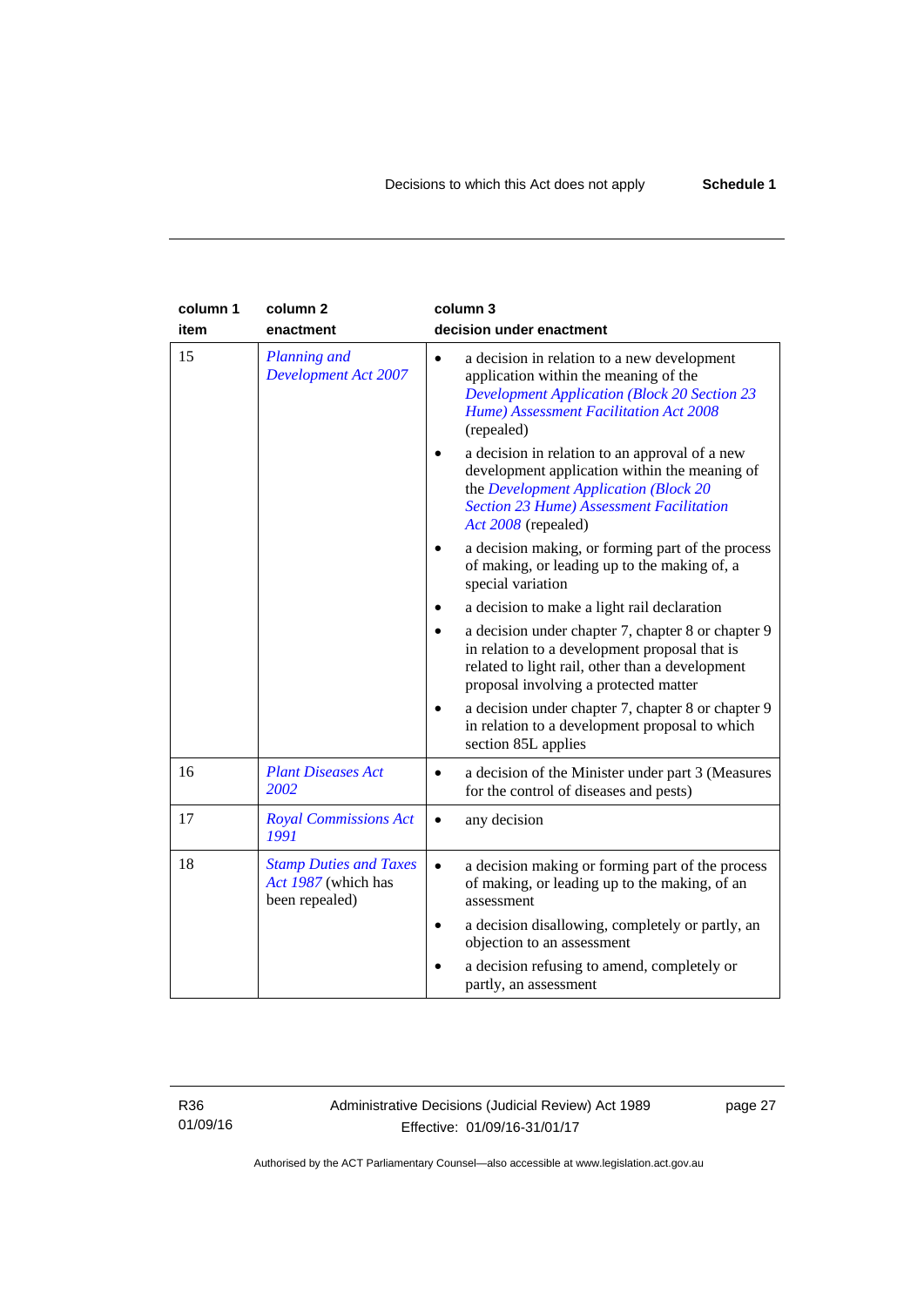| column 1<br>item | column 2<br>enactment | column 3<br>decision under enactment |
|---|---|---|
| 15 | *Planning and Development Act 2007* | • a decision in relation to a new development application within the meaning of the *Development Application (Block 20 Section 23 Hume) Assessment Facilitation Act 2008* (repealed)<br>• a decision in relation to an approval of a new development application within the meaning of the *Development Application (Block 20 Section 23 Hume) Assessment Facilitation Act 2008* (repealed)<br>• a decision making, or forming part of the process of making, or leading up to the making of, a special variation<br>• a decision to make a light rail declaration<br>• a decision under chapter 7, chapter 8 or chapter 9 in relation to a development proposal that is related to light rail, other than a development proposal involving a protected matter<br>• a decision under chapter 7, chapter 8 or chapter 9 in relation to a development proposal to which section 85L applies |
| 16 | *Plant Diseases Act 2002* | • a decision of the Minister under part 3 (Measures for the control of diseases and pests) |
| 17 | *Royal Commissions Act 1991* | • any decision |
| 18 | *Stamp Duties and Taxes Act 1987* (which has been repealed) | • a decision making or forming part of the process of making, or leading up to the making, of an assessment<br>• a decision disallowing, completely or partly, an objection to an assessment<br>• a decision refusing to amend, completely or partly, an assessment |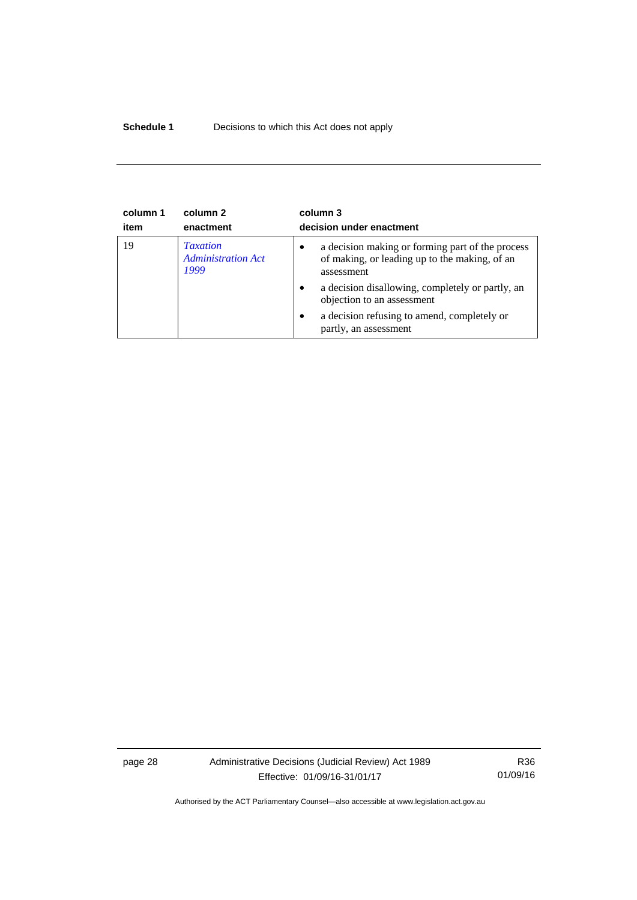| column 1 item | column 2 enactment | column 3 decision under enactment |
|---|---|---|
| 19 | *Taxation Administration Act 1999* | • a decision making or forming part of the process of making, or leading up to the making, of an assessment<br>• a decision disallowing, completely or partly, an objection to an assessment<br>• a decision refusing to amend, completely or partly, an assessment |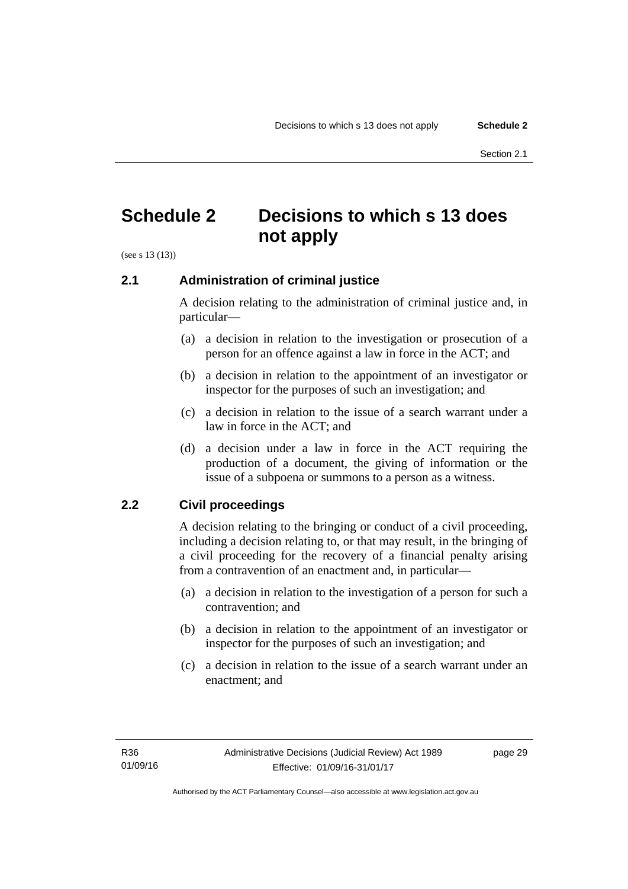# Schedule 2 Decisions to which s 13 does not apply

(see s 13 (13))

## 2.1 Administration of criminal justice

A decision relating to the administration of criminal justice and, in particular—

(a) a decision in relation to the investigation or prosecution of a person for an offence against a law in force in the ACT; and

(b) a decision in relation to the appointment of an investigator or inspector for the purposes of such an investigation; and

(c) a decision in relation to the issue of a search warrant under a law in force in the ACT; and

(d) a decision under a law in force in the ACT requiring the production of a document, the giving of information or the issue of a subpoena or summons to a person as a witness.

## 2.2 Civil proceedings

A decision relating to the bringing or conduct of a civil proceeding, including a decision relating to, or that may result, in the bringing of a civil proceeding for the recovery of a financial penalty arising from a contravention of an enactment and, in particular—

(a) a decision in relation to the investigation of a person for such a contravention; and

(b) a decision in relation to the appointment of an investigator or inspector for the purposes of such an investigation; and

(c) a decision in relation to the issue of a search warrant under an enactment; and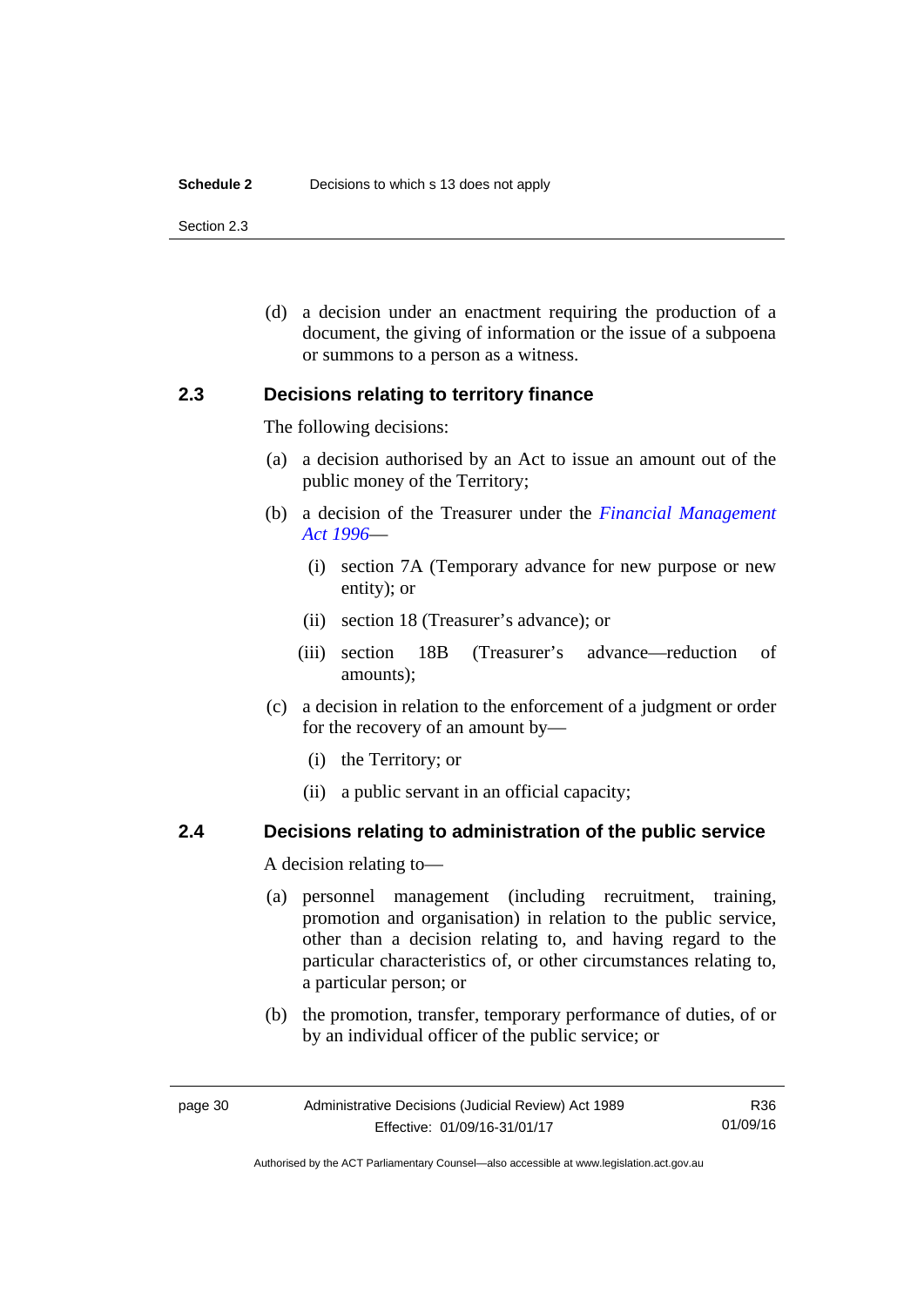(d) a decision under an enactment requiring the production of a document, the giving of information or the issue of a subpoena or summons to a person as a witness.

### 2.3 Decisions relating to territory finance

The following decisions:

(a) a decision authorised by an Act to issue an amount out of the public money of the Territory;

(b) a decision of the Treasurer under the *Financial Management Act 1996*—

  (i) section 7A (Temporary advance for new purpose or new entity); or

  (ii) section 18 (Treasurer's advance); or

  (iii) section 18B (Treasurer's advance—reduction of amounts);

(c) a decision in relation to the enforcement of a judgment or order for the recovery of an amount by—

  (i) the Territory; or

  (ii) a public servant in an official capacity;

### 2.4 Decisions relating to administration of the public service

A decision relating to—

(a) personnel management (including recruitment, training, promotion and organisation) in relation to the public service, other than a decision relating to, and having regard to the particular characteristics of, or other circumstances relating to, a particular person; or

(b) the promotion, transfer, temporary performance of duties, of or by an individual officer of the public service; or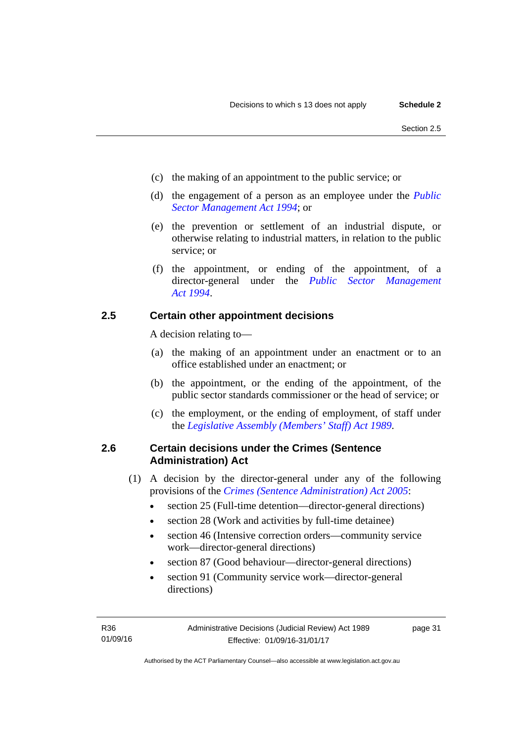(c) the making of an appointment to the public service; or

(d) the engagement of a person as an employee under the *Public Sector Management Act 1994*; or

(e) the prevention or settlement of an industrial dispute, or otherwise relating to industrial matters, in relation to the public service; or

(f) the appointment, or ending of the appointment, of a director-general under the *Public Sector Management Act 1994*.

## 2.5 Certain other appointment decisions

A decision relating to—

(a) the making of an appointment under an enactment or to an office established under an enactment; or

(b) the appointment, or the ending of the appointment, of the public sector standards commissioner or the head of service; or

(c) the employment, or the ending of employment, of staff under the *Legislative Assembly (Members' Staff) Act 1989*.

## 2.6 Certain decisions under the Crimes (Sentence Administration) Act

(1) A decision by the director-general under any of the following provisions of the *Crimes (Sentence Administration) Act 2005*:

- section 25 (Full-time detention—director-general directions)
- section 28 (Work and activities by full-time detainee)
- section 46 (Intensive correction orders—community service work—director-general directions)
- section 87 (Good behaviour—director-general directions)
- section 91 (Community service work—director-general directions)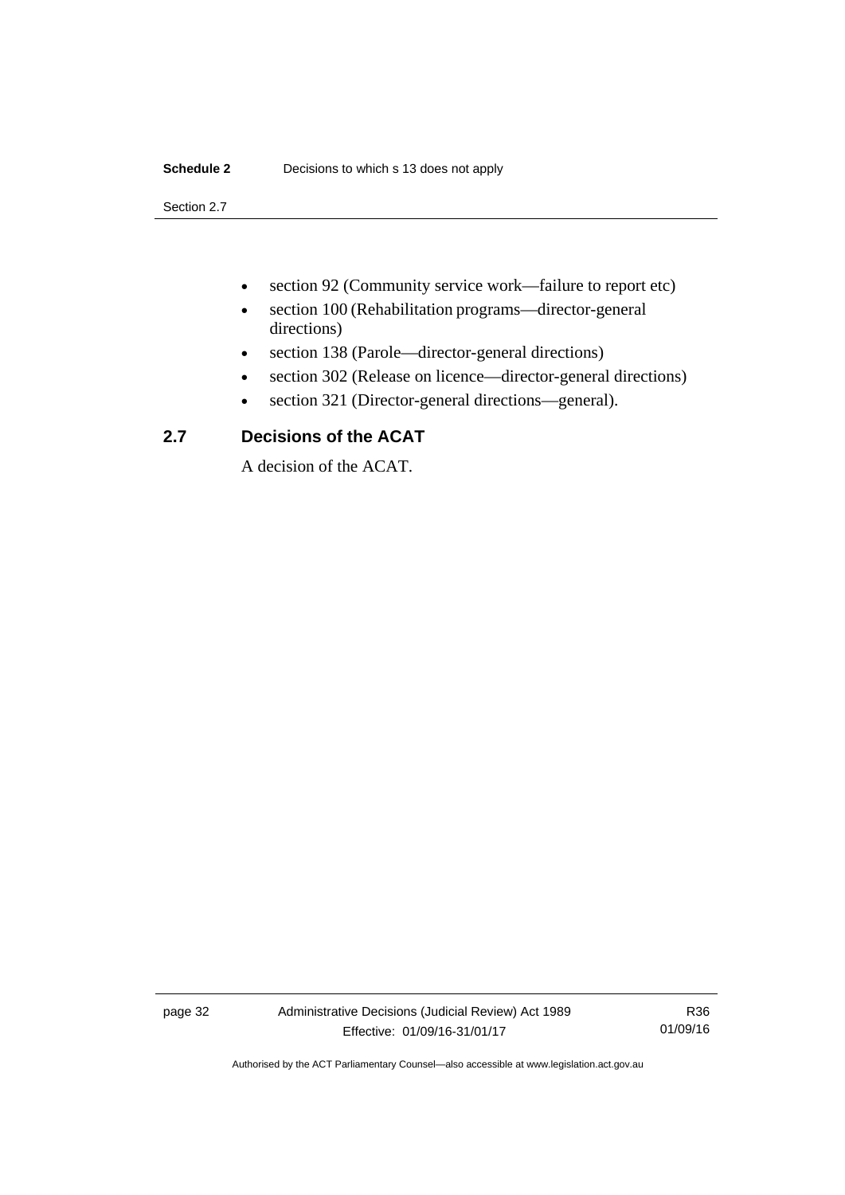- section 92 (Community service work—failure to report etc)
- section 100 (Rehabilitation programs—director-general directions)
- section 138 (Parole—director-general directions)
- section 302 (Release on licence—director-general directions)
- section 321 (Director-general directions—general).

## 2.7 Decisions of the ACAT

A decision of the ACAT.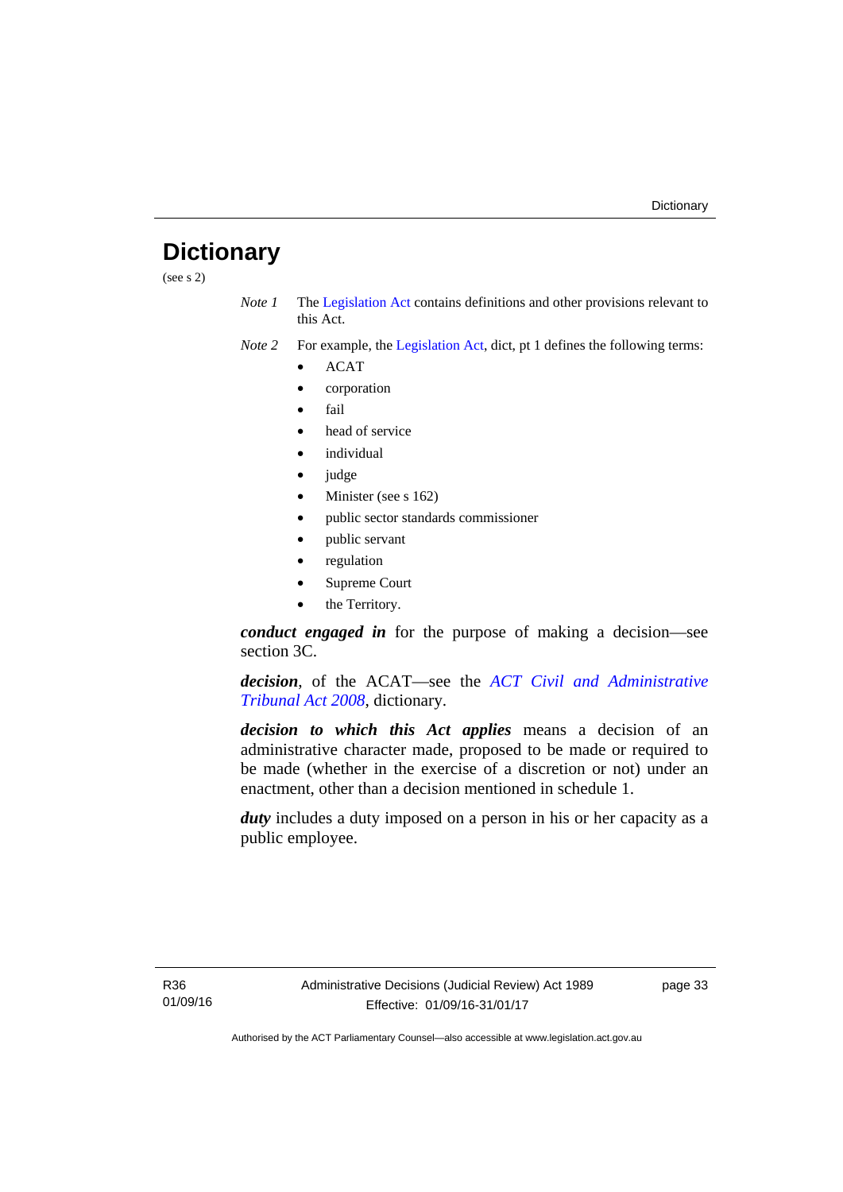# Dictionary

(see s 2)

*Note 1* The Legislation Act contains definitions and other provisions relevant to this Act.

*Note 2* For example, the Legislation Act, dict, pt 1 defines the following terms:

- ACAT
- corporation
- fail
- head of service
- individual
- judge
- Minister (see s 162)
- public sector standards commissioner
- public servant
- regulation
- Supreme Court
- the Territory.

***conduct engaged in*** for the purpose of making a decision—see section 3C.

***decision***, of the ACAT—see the *ACT Civil and Administrative Tribunal Act 2008*, dictionary.

***decision to which this Act applies*** means a decision of an administrative character made, proposed to be made or required to be made (whether in the exercise of a discretion or not) under an enactment, other than a decision mentioned in schedule 1.

***duty*** includes a duty imposed on a person in his or her capacity as a public employee.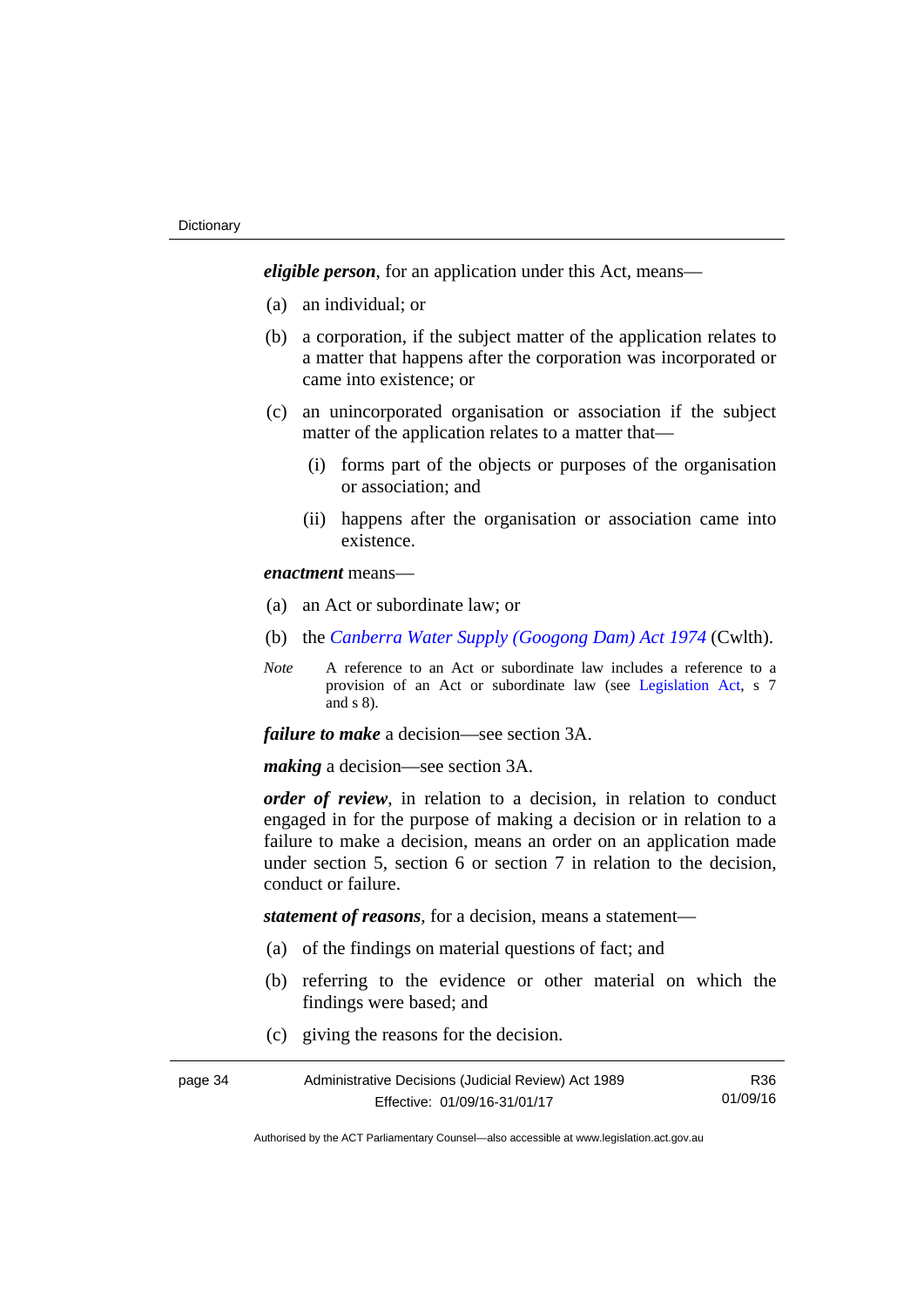***eligible person***, for an application under this Act, means—

(a) an individual; or

(b) a corporation, if the subject matter of the application relates to a matter that happens after the corporation was incorporated or came into existence; or

(c) an unincorporated organisation or association if the subject matter of the application relates to a matter that—

(i) forms part of the objects or purposes of the organisation or association; and

(ii) happens after the organisation or association came into existence.

***enactment*** means—

(a) an Act or subordinate law; or

(b) the *Canberra Water Supply (Googong Dam) Act 1974* (Cwlth).

*Note* A reference to an Act or subordinate law includes a reference to a provision of an Act or subordinate law (see Legislation Act, s 7 and s 8).

***failure to make*** a decision—see section 3A.

***making*** a decision—see section 3A.

***order of review***, in relation to a decision, in relation to conduct engaged in for the purpose of making a decision or in relation to a failure to make a decision, means an order on an application made under section 5, section 6 or section 7 in relation to the decision, conduct or failure.

***statement of reasons***, for a decision, means a statement—

(a) of the findings on material questions of fact; and

(b) referring to the evidence or other material on which the findings were based; and

(c) giving the reasons for the decision.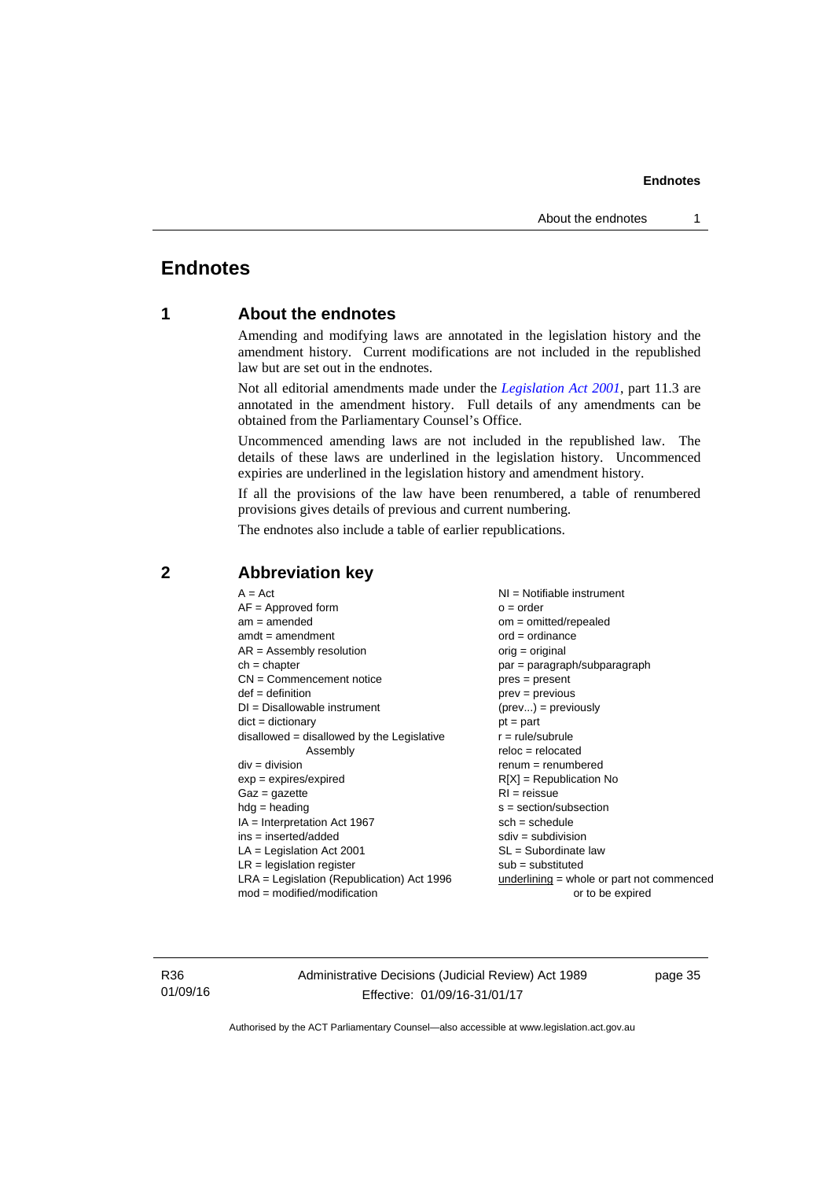# Endnotes

## 1 About the endnotes

Amending and modifying laws are annotated in the legislation history and the amendment history. Current modifications are not included in the republished law but are set out in the endnotes.

Not all editorial amendments made under the *Legislation Act 2001*, part 11.3 are annotated in the amendment history. Full details of any amendments can be obtained from the Parliamentary Counsel's Office.

Uncommenced amending laws are not included in the republished law. The details of these laws are underlined in the legislation history. Uncommenced expiries are underlined in the legislation history and amendment history.

If all the provisions of the law have been renumbered, a table of renumbered provisions gives details of previous and current numbering.

The endnotes also include a table of earlier republications.

## 2 Abbreviation key

A = Act
AF = Approved form
am = amended
amdt = amendment
AR = Assembly resolution
ch = chapter
CN = Commencement notice
def = definition
DI = Disallowable instrument
dict = dictionary
disallowed = disallowed by the Legislative Assembly
div = division
exp = expires/expired
Gaz = gazette
hdg = heading
IA = Interpretation Act 1967
ins = inserted/added
LA = Legislation Act 2001
LR = legislation register
LRA = Legislation (Republication) Act 1996
mod = modified/modification
NI = Notifiable instrument
o = order
om = omitted/repealed
ord = ordinance
orig = original
par = paragraph/subparagraph
pres = present
prev = previous
(prev...) = previously
pt = part
r = rule/subrule
reloc = relocated
renum = renumbered
R[X] = Republication No
RI = reissue
s = section/subsection
sch = schedule
sdiv = subdivision
SL = Subordinate law
sub = substituted
underlining = whole or part not commenced or to be expired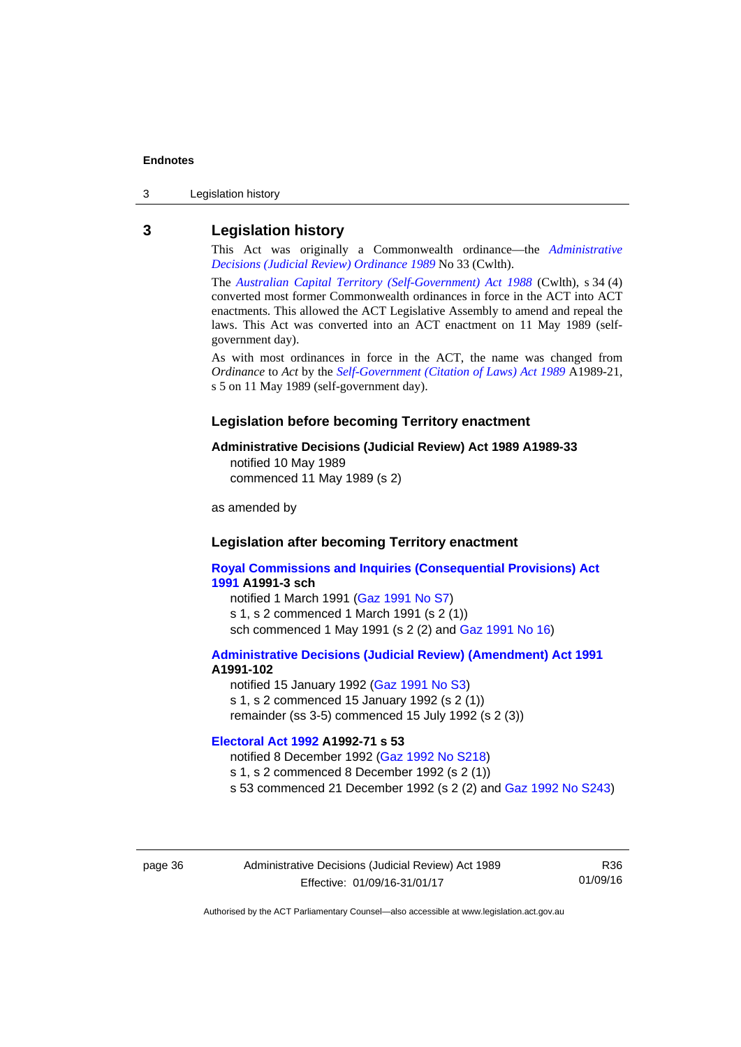## 3 Legislation history

This Act was originally a Commonwealth ordinance—the *Administrative Decisions (Judicial Review) Ordinance 1989* No 33 (Cwlth).

The *Australian Capital Territory (Self-Government) Act 1988* (Cwlth), s 34 (4) converted most former Commonwealth ordinances in force in the ACT into ACT enactments. This allowed the ACT Legislative Assembly to amend and repeal the laws. This Act was converted into an ACT enactment on 11 May 1989 (self-government day).

As with most ordinances in force in the ACT, the name was changed from *Ordinance* to *Act* by the *Self-Government (Citation of Laws) Act 1989* A1989-21, s 5 on 11 May 1989 (self-government day).

### Legislation before becoming Territory enactment

**Administrative Decisions (Judicial Review) Act 1989 A1989-33**

notified 10 May 1989
commenced 11 May 1989 (s 2)

as amended by

### Legislation after becoming Territory enactment

**Royal Commissions and Inquiries (Consequential Provisions) Act 1991 A1991-3 sch**

notified 1 March 1991 (Gaz 1991 No S7)
s 1, s 2 commenced 1 March 1991 (s 2 (1))
sch commenced 1 May 1991 (s 2 (2) and Gaz 1991 No 16)

**Administrative Decisions (Judicial Review) (Amendment) Act 1991 A1991-102**

notified 15 January 1992 (Gaz 1991 No S3)
s 1, s 2 commenced 15 January 1992 (s 2 (1))
remainder (ss 3-5) commenced 15 July 1992 (s 2 (3))

**Electoral Act 1992 A1992-71 s 53**

notified 8 December 1992 (Gaz 1992 No S218)
s 1, s 2 commenced 8 December 1992 (s 2 (1))
s 53 commenced 21 December 1992 (s 2 (2) and Gaz 1992 No S243)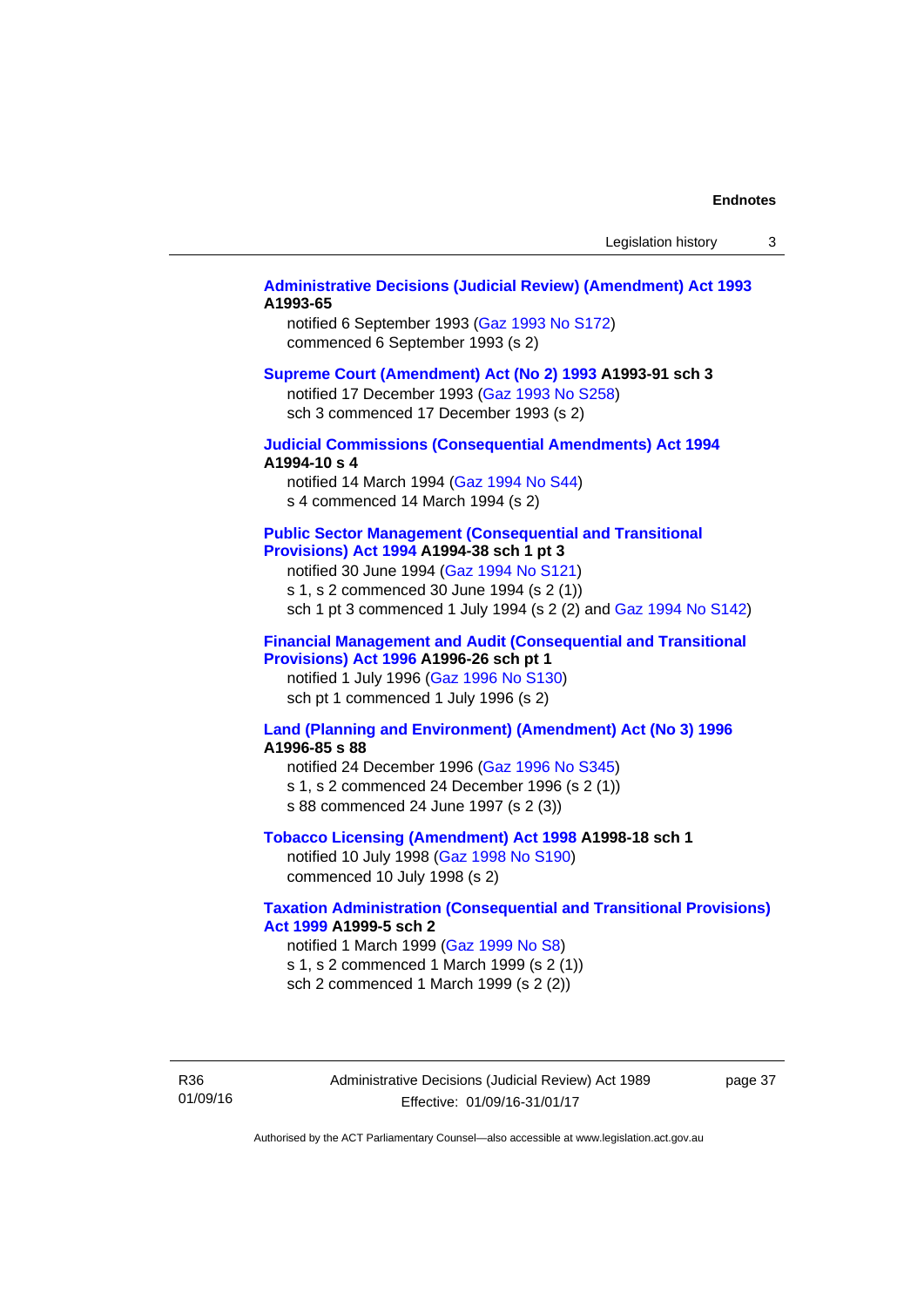**Administrative Decisions (Judicial Review) (Amendment) Act 1993 A1993-65**

notified 6 September 1993 (Gaz 1993 No S172)
commenced 6 September 1993 (s 2)

**Supreme Court (Amendment) Act (No 2) 1993 A1993-91 sch 3**

notified 17 December 1993 (Gaz 1993 No S258)
sch 3 commenced 17 December 1993 (s 2)

**Judicial Commissions (Consequential Amendments) Act 1994 A1994-10 s 4**

notified 14 March 1994 (Gaz 1994 No S44)
s 4 commenced 14 March 1994 (s 2)

**Public Sector Management (Consequential and Transitional Provisions) Act 1994 A1994-38 sch 1 pt 3**

notified 30 June 1994 (Gaz 1994 No S121)
s 1, s 2 commenced 30 June 1994 (s 2 (1))
sch 1 pt 3 commenced 1 July 1994 (s 2 (2) and Gaz 1994 No S142)

**Financial Management and Audit (Consequential and Transitional Provisions) Act 1996 A1996-26 sch pt 1**

notified 1 July 1996 (Gaz 1996 No S130)
sch pt 1 commenced 1 July 1996 (s 2)

**Land (Planning and Environment) (Amendment) Act (No 3) 1996 A1996-85 s 88**

notified 24 December 1996 (Gaz 1996 No S345)
s 1, s 2 commenced 24 December 1996 (s 2 (1))
s 88 commenced 24 June 1997 (s 2 (3))

**Tobacco Licensing (Amendment) Act 1998 A1998-18 sch 1**

notified 10 July 1998 (Gaz 1998 No S190)
commenced 10 July 1998 (s 2)

**Taxation Administration (Consequential and Transitional Provisions) Act 1999 A1999-5 sch 2**

notified 1 March 1999 (Gaz 1999 No S8)
s 1, s 2 commenced 1 March 1999 (s 2 (1))
sch 2 commenced 1 March 1999 (s 2 (2))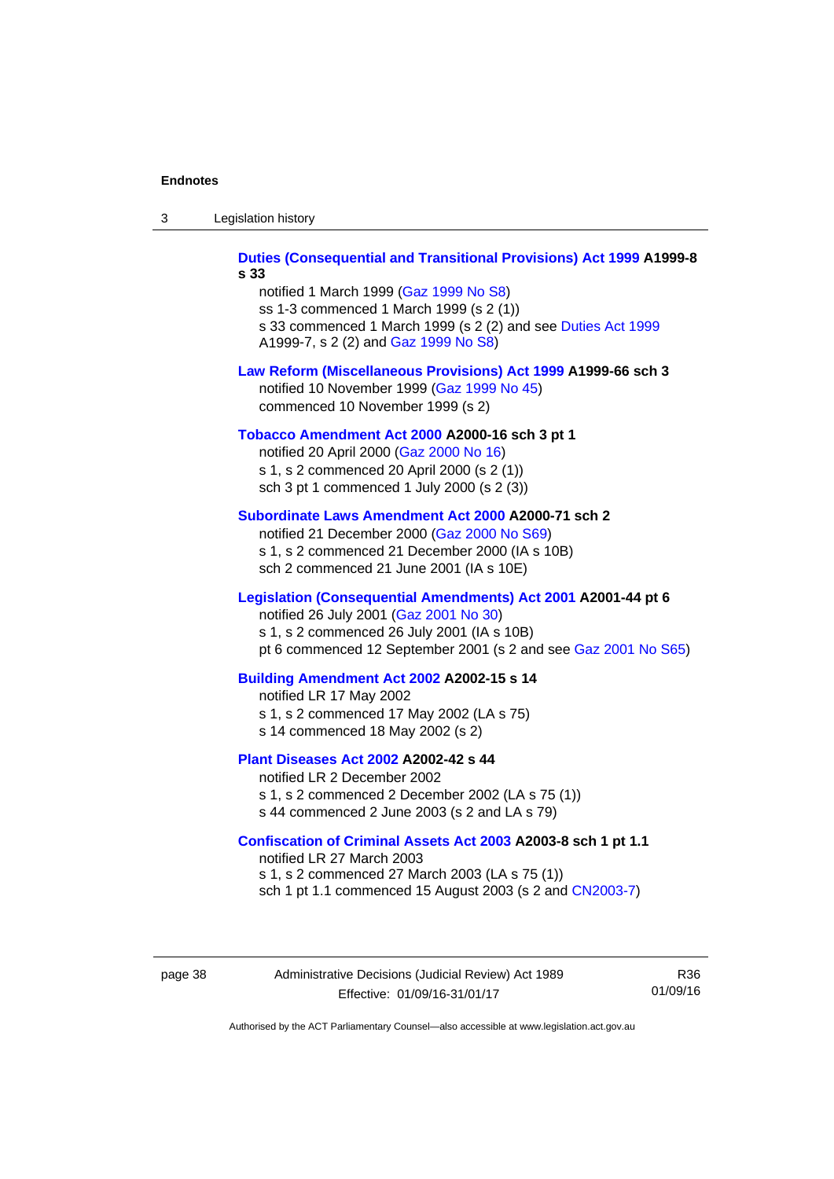**Duties (Consequential and Transitional Provisions) Act 1999 A1999-8 s 33**

notified 1 March 1999 (Gaz 1999 No S8)
ss 1-3 commenced 1 March 1999 (s 2 (1))
s 33 commenced 1 March 1999 (s 2 (2) and see Duties Act 1999 A1999-7, s 2 (2) and Gaz 1999 No S8)

**Law Reform (Miscellaneous Provisions) Act 1999 A1999-66 sch 3**

notified 10 November 1999 (Gaz 1999 No 45)
commenced 10 November 1999 (s 2)

**Tobacco Amendment Act 2000 A2000-16 sch 3 pt 1**

notified 20 April 2000 (Gaz 2000 No 16)
s 1, s 2 commenced 20 April 2000 (s 2 (1))
sch 3 pt 1 commenced 1 July 2000 (s 2 (3))

**Subordinate Laws Amendment Act 2000 A2000-71 sch 2**

notified 21 December 2000 (Gaz 2000 No S69)
s 1, s 2 commenced 21 December 2000 (IA s 10B)
sch 2 commenced 21 June 2001 (IA s 10E)

**Legislation (Consequential Amendments) Act 2001 A2001-44 pt 6**

notified 26 July 2001 (Gaz 2001 No 30)
s 1, s 2 commenced 26 July 2001 (IA s 10B)
pt 6 commenced 12 September 2001 (s 2 and see Gaz 2001 No S65)

**Building Amendment Act 2002 A2002-15 s 14**

notified LR 17 May 2002
s 1, s 2 commenced 17 May 2002 (LA s 75)
s 14 commenced 18 May 2002 (s 2)

**Plant Diseases Act 2002 A2002-42 s 44**

notified LR 2 December 2002
s 1, s 2 commenced 2 December 2002 (LA s 75 (1))
s 44 commenced 2 June 2003 (s 2 and LA s 79)

**Confiscation of Criminal Assets Act 2003 A2003-8 sch 1 pt 1.1**

notified LR 27 March 2003
s 1, s 2 commenced 27 March 2003 (LA s 75 (1))
sch 1 pt 1.1 commenced 15 August 2003 (s 2 and CN2003-7)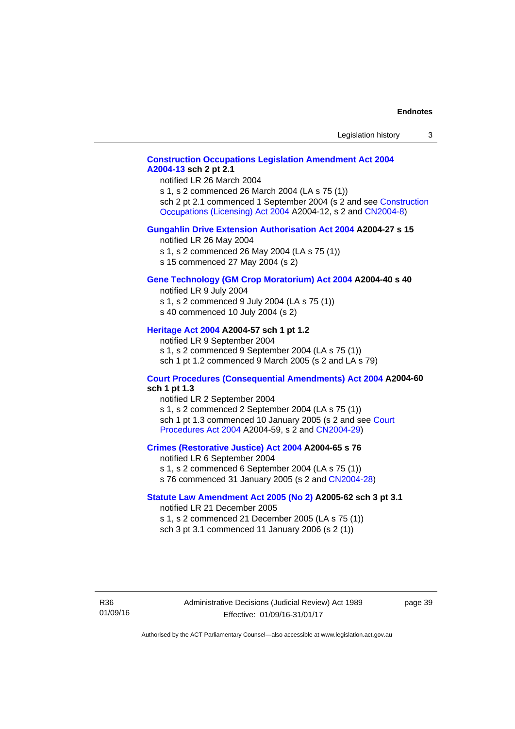**Construction Occupations Legislation Amendment Act 2004 A2004-13 sch 2 pt 2.1**

notified LR 26 March 2004

s 1, s 2 commenced 26 March 2004 (LA s 75 (1))

sch 2 pt 2.1 commenced 1 September 2004 (s 2 and see Construction Occupations (Licensing) Act 2004 A2004-12, s 2 and CN2004-8)

**Gungahlin Drive Extension Authorisation Act 2004 A2004-27 s 15**

notified LR 26 May 2004

s 1, s 2 commenced 26 May 2004 (LA s 75 (1))

s 15 commenced 27 May 2004 (s 2)

**Gene Technology (GM Crop Moratorium) Act 2004 A2004-40 s 40**

notified LR 9 July 2004

s 1, s 2 commenced 9 July 2004 (LA s 75 (1))

s 40 commenced 10 July 2004 (s 2)

**Heritage Act 2004 A2004-57 sch 1 pt 1.2**

notified LR 9 September 2004

s 1, s 2 commenced 9 September 2004 (LA s 75 (1))

sch 1 pt 1.2 commenced 9 March 2005 (s 2 and LA s 79)

**Court Procedures (Consequential Amendments) Act 2004 A2004-60 sch 1 pt 1.3**

notified LR 2 September 2004

s 1, s 2 commenced 2 September 2004 (LA s 75 (1))

sch 1 pt 1.3 commenced 10 January 2005 (s 2 and see Court Procedures Act 2004 A2004-59, s 2 and CN2004-29)

**Crimes (Restorative Justice) Act 2004 A2004-65 s 76**

notified LR 6 September 2004

s 1, s 2 commenced 6 September 2004 (LA s 75 (1))

s 76 commenced 31 January 2005 (s 2 and CN2004-28)

**Statute Law Amendment Act 2005 (No 2) A2005-62 sch 3 pt 3.1**

notified LR 21 December 2005

s 1, s 2 commenced 21 December 2005 (LA s 75 (1))

sch 3 pt 3.1 commenced 11 January 2006 (s 2 (1))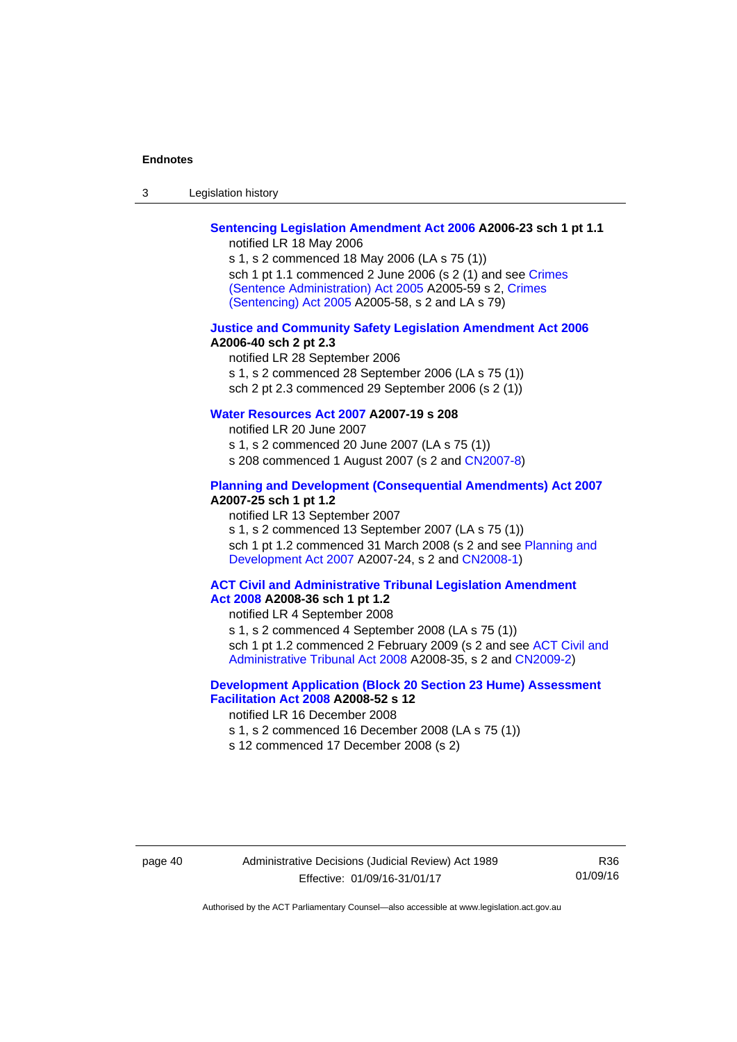**Sentencing Legislation Amendment Act 2006 A2006-23 sch 1 pt 1.1**

notified LR 18 May 2006

s 1, s 2 commenced 18 May 2006 (LA s 75 (1))

sch 1 pt 1.1 commenced 2 June 2006 (s 2 (1) and see Crimes (Sentence Administration) Act 2005 A2005-59 s 2, Crimes (Sentencing) Act 2005 A2005-58, s 2 and LA s 79)

**Justice and Community Safety Legislation Amendment Act 2006 A2006-40 sch 2 pt 2.3**

notified LR 28 September 2006

s 1, s 2 commenced 28 September 2006 (LA s 75 (1))

sch 2 pt 2.3 commenced 29 September 2006 (s 2 (1))

**Water Resources Act 2007 A2007-19 s 208**

notified LR 20 June 2007

s 1, s 2 commenced 20 June 2007 (LA s 75 (1))

s 208 commenced 1 August 2007 (s 2 and CN2007-8)

**Planning and Development (Consequential Amendments) Act 2007 A2007-25 sch 1 pt 1.2**

notified LR 13 September 2007

s 1, s 2 commenced 13 September 2007 (LA s 75 (1))

sch 1 pt 1.2 commenced 31 March 2008 (s 2 and see Planning and Development Act 2007 A2007-24, s 2 and CN2008-1)

**ACT Civil and Administrative Tribunal Legislation Amendment Act 2008 A2008-36 sch 1 pt 1.2**

notified LR 4 September 2008

s 1, s 2 commenced 4 September 2008 (LA s 75 (1))

sch 1 pt 1.2 commenced 2 February 2009 (s 2 and see ACT Civil and Administrative Tribunal Act 2008 A2008-35, s 2 and CN2009-2)

**Development Application (Block 20 Section 23 Hume) Assessment Facilitation Act 2008 A2008-52 s 12**

notified LR 16 December 2008

s 1, s 2 commenced 16 December 2008 (LA s 75 (1))

s 12 commenced 17 December 2008 (s 2)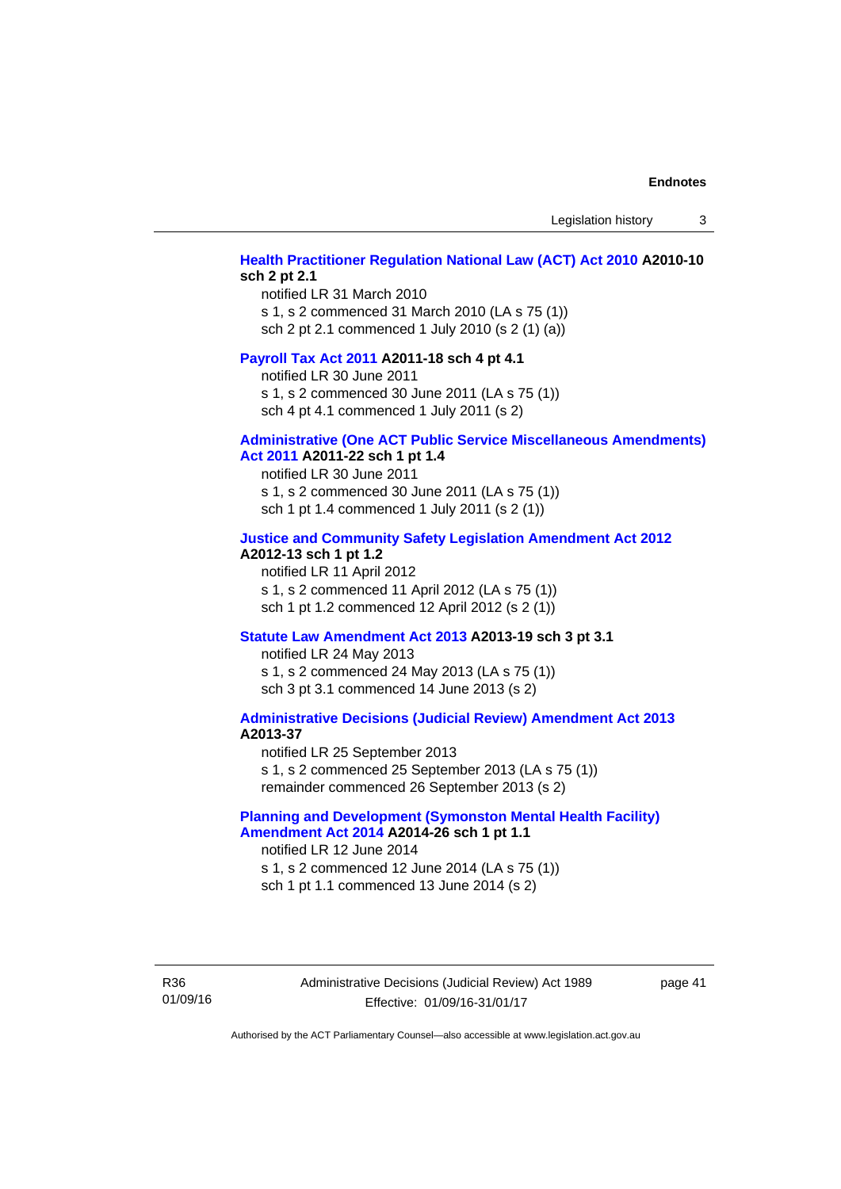**Health Practitioner Regulation National Law (ACT) Act 2010 A2010-10 sch 2 pt 2.1**
notified LR 31 March 2010
s 1, s 2 commenced 31 March 2010 (LA s 75 (1))
sch 2 pt 2.1 commenced 1 July 2010 (s 2 (1) (a))

**Payroll Tax Act 2011 A2011-18 sch 4 pt 4.1**
notified LR 30 June 2011
s 1, s 2 commenced 30 June 2011 (LA s 75 (1))
sch 4 pt 4.1 commenced 1 July 2011 (s 2)

**Administrative (One ACT Public Service Miscellaneous Amendments) Act 2011 A2011-22 sch 1 pt 1.4**
notified LR 30 June 2011
s 1, s 2 commenced 30 June 2011 (LA s 75 (1))
sch 1 pt 1.4 commenced 1 July 2011 (s 2 (1))

**Justice and Community Safety Legislation Amendment Act 2012 A2012-13 sch 1 pt 1.2**
notified LR 11 April 2012
s 1, s 2 commenced 11 April 2012 (LA s 75 (1))
sch 1 pt 1.2 commenced 12 April 2012 (s 2 (1))

**Statute Law Amendment Act 2013 A2013-19 sch 3 pt 3.1**
notified LR 24 May 2013
s 1, s 2 commenced 24 May 2013 (LA s 75 (1))
sch 3 pt 3.1 commenced 14 June 2013 (s 2)

**Administrative Decisions (Judicial Review) Amendment Act 2013 A2013-37**
notified LR 25 September 2013
s 1, s 2 commenced 25 September 2013 (LA s 75 (1))
remainder commenced 26 September 2013 (s 2)

**Planning and Development (Symonston Mental Health Facility) Amendment Act 2014 A2014-26 sch 1 pt 1.1**
notified LR 12 June 2014
s 1, s 2 commenced 12 June 2014 (LA s 75 (1))
sch 1 pt 1.1 commenced 13 June 2014 (s 2)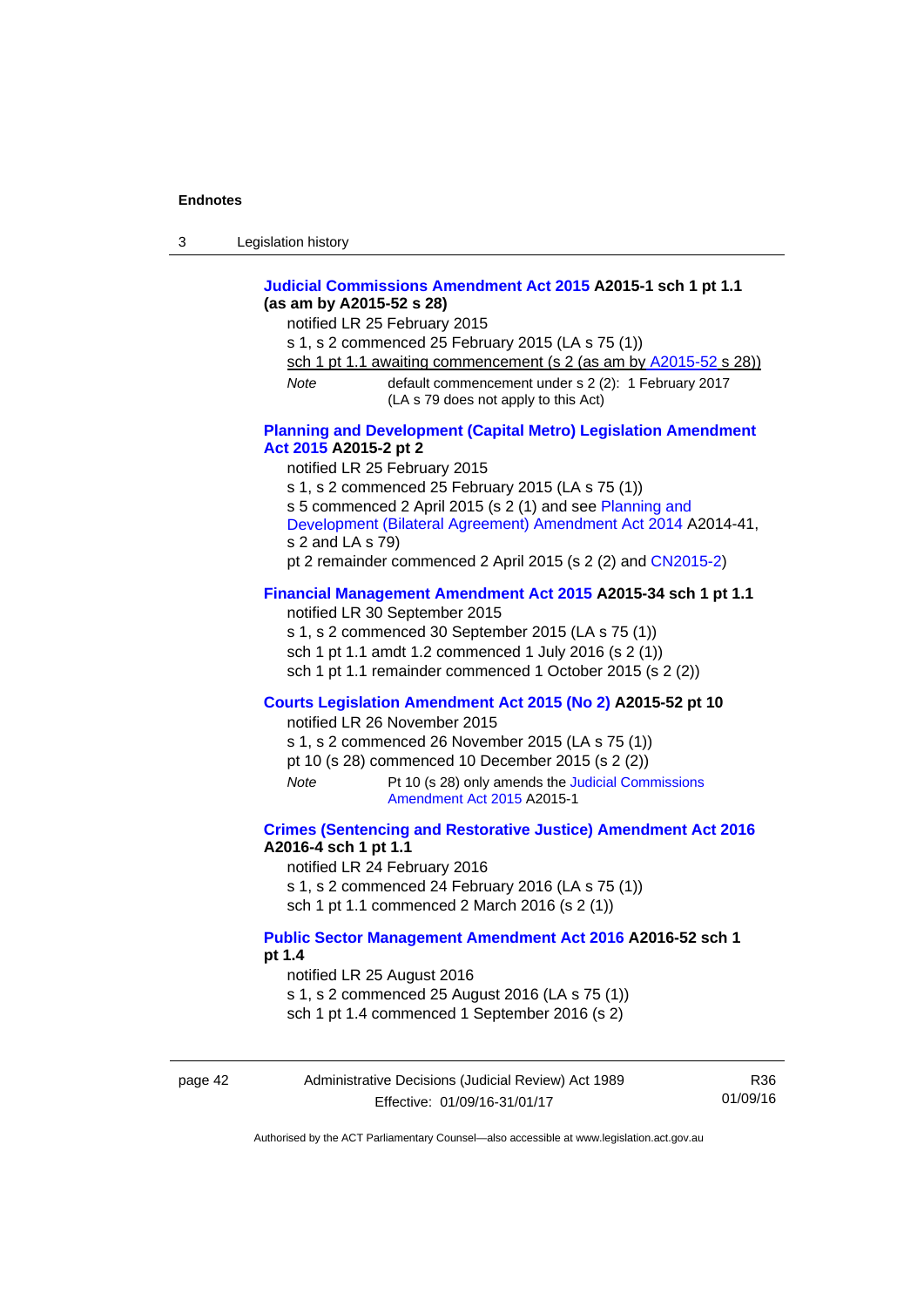**Judicial Commissions Amendment Act 2015 A2015-1 sch 1 pt 1.1 (as am by A2015-52 s 28)**

notified LR 25 February 2015

s 1, s 2 commenced 25 February 2015 (LA s 75 (1))

sch 1 pt 1.1 awaiting commencement (s 2 (as am by A2015-52 s 28))

*Note* default commencement under s 2 (2): 1 February 2017 (LA s 79 does not apply to this Act)

**Planning and Development (Capital Metro) Legislation Amendment Act 2015 A2015-2 pt 2**

notified LR 25 February 2015

s 1, s 2 commenced 25 February 2015 (LA s 75 (1))

s 5 commenced 2 April 2015 (s 2 (1) and see Planning and Development (Bilateral Agreement) Amendment Act 2014 A2014-41, s 2 and LA s 79)

pt 2 remainder commenced 2 April 2015 (s 2 (2) and CN2015-2)

**Financial Management Amendment Act 2015 A2015-34 sch 1 pt 1.1**

notified LR 30 September 2015

s 1, s 2 commenced 30 September 2015 (LA s 75 (1))

sch 1 pt 1.1 amdt 1.2 commenced 1 July 2016 (s 2 (1))

sch 1 pt 1.1 remainder commenced 1 October 2015 (s 2 (2))

**Courts Legislation Amendment Act 2015 (No 2) A2015-52 pt 10**

notified LR 26 November 2015

s 1, s 2 commenced 26 November 2015 (LA s 75 (1))

pt 10 (s 28) commenced 10 December 2015 (s 2 (2))

*Note* Pt 10 (s 28) only amends the Judicial Commissions Amendment Act 2015 A2015-1

**Crimes (Sentencing and Restorative Justice) Amendment Act 2016 A2016-4 sch 1 pt 1.1**

notified LR 24 February 2016

s 1, s 2 commenced 24 February 2016 (LA s 75 (1))

sch 1 pt 1.1 commenced 2 March 2016 (s 2 (1))

**Public Sector Management Amendment Act 2016 A2016-52 sch 1 pt 1.4**

notified LR 25 August 2016

s 1, s 2 commenced 25 August 2016 (LA s 75 (1))

sch 1 pt 1.4 commenced 1 September 2016 (s 2)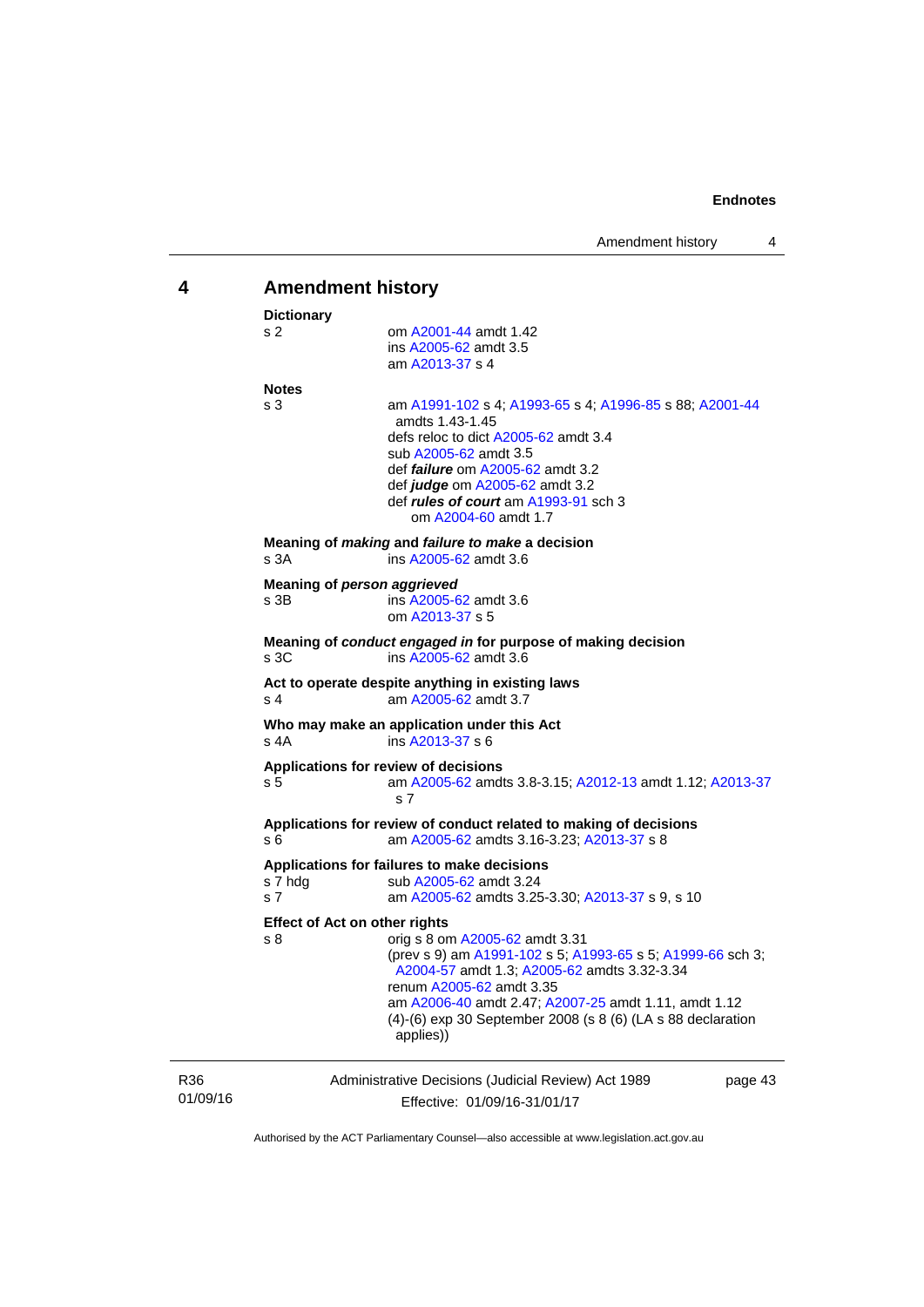## 4 Amendment history

**Dictionary**
s 2 om A2001-44 amdt 1.42
ins A2005-62 amdt 3.5
am A2013-37 s 4

**Notes**
s 3 am A1991-102 s 4; A1993-65 s 4; A1996-85 s 88; A2001-44 amdts 1.43-1.45
defs reloc to dict A2005-62 amdt 3.4
sub A2005-62 amdt 3.5
def ***failure*** om A2005-62 amdt 3.2
def ***judge*** om A2005-62 amdt 3.2
def ***rules of court*** am A1993-91 sch 3
om A2004-60 amdt 1.7

**Meaning of *making* and *failure to make* a decision**
s 3A ins A2005-62 amdt 3.6

**Meaning of *person aggrieved***
s 3B ins A2005-62 amdt 3.6
om A2013-37 s 5

**Meaning of *conduct engaged in* for purpose of making decision**
s 3C ins A2005-62 amdt 3.6

**Act to operate despite anything in existing laws**
s 4 am A2005-62 amdt 3.7

**Who may make an application under this Act**
s 4A ins A2013-37 s 6

**Applications for review of decisions**
s 5 am A2005-62 amdts 3.8-3.15; A2012-13 amdt 1.12; A2013-37 s 7

**Applications for review of conduct related to making of decisions**
s 6 am A2005-62 amdts 3.16-3.23; A2013-37 s 8

**Applications for failures to make decisions**
s 7 hdg sub A2005-62 amdt 3.24
s 7 am A2005-62 amdts 3.25-3.30; A2013-37 s 9, s 10

**Effect of Act on other rights**
s 8 orig s 8 om A2005-62 amdt 3.31
(prev s 9) am A1991-102 s 5; A1993-65 s 5; A1999-66 sch 3; A2004-57 amdt 1.3; A2005-62 amdts 3.32-3.34
renum A2005-62 amdt 3.35
am A2006-40 amdt 2.47; A2007-25 amdt 1.11, amdt 1.12
(4)-(6) exp 30 September 2008 (s 8 (6) (LA s 88 declaration applies))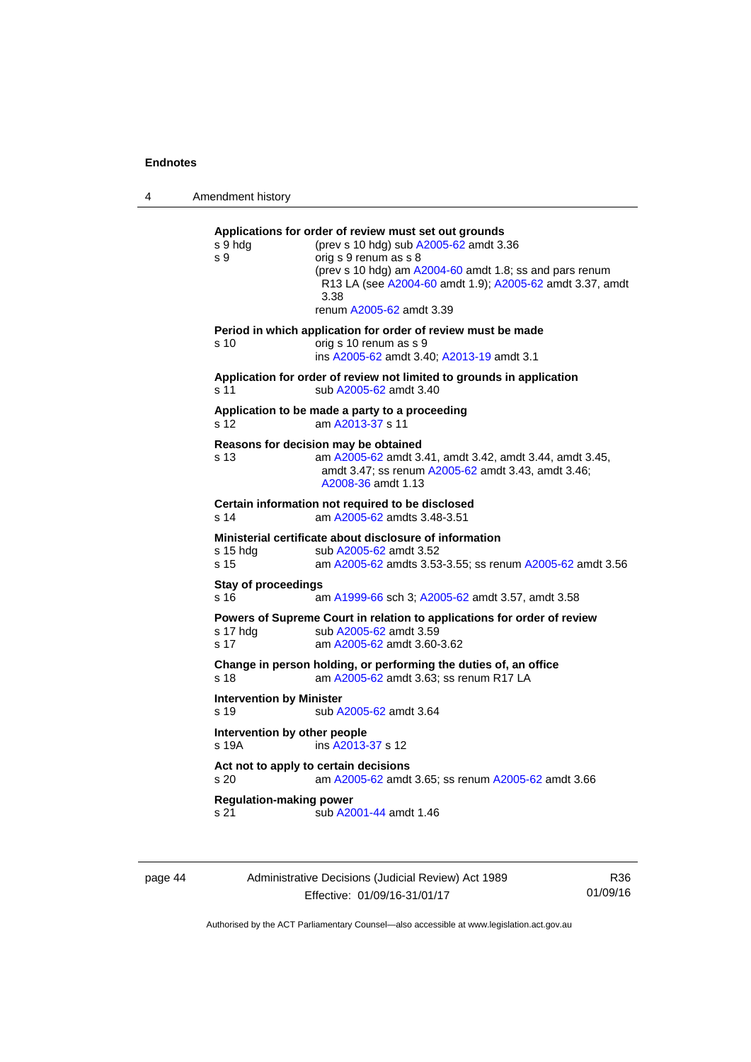**Applications for order of review must set out grounds**

s 9 hdg (prev s 10 hdg) sub A2005-62 amdt 3.36

s 9 orig s 9 renum as s 8
(prev s 10 hdg) am A2004-60 amdt 1.8; ss and pars renum R13 LA (see A2004-60 amdt 1.9); A2005-62 amdt 3.37, amdt 3.38
renum A2005-62 amdt 3.39

**Period in which application for order of review must be made**

s 10 orig s 10 renum as s 9
ins A2005-62 amdt 3.40; A2013-19 amdt 3.1

**Application for order of review not limited to grounds in application**

s 11 sub A2005-62 amdt 3.40

**Application to be made a party to a proceeding**

s 12 am A2013-37 s 11

**Reasons for decision may be obtained**

s 13 am A2005-62 amdt 3.41, amdt 3.42, amdt 3.44, amdt 3.45, amdt 3.47; ss renum A2005-62 amdt 3.43, amdt 3.46; A2008-36 amdt 1.13

**Certain information not required to be disclosed**

s 14 am A2005-62 amdts 3.48-3.51

**Ministerial certificate about disclosure of information**

s 15 hdg sub A2005-62 amdt 3.52

s 15 am A2005-62 amdts 3.53-3.55; ss renum A2005-62 amdt 3.56

**Stay of proceedings**

s 16 am A1999-66 sch 3; A2005-62 amdt 3.57, amdt 3.58

**Powers of Supreme Court in relation to applications for order of review**

s 17 hdg sub A2005-62 amdt 3.59

s 17 am A2005-62 amdt 3.60-3.62

**Change in person holding, or performing the duties of, an office**

s 18 am A2005-62 amdt 3.63; ss renum R17 LA

**Intervention by Minister**

s 19 sub A2005-62 amdt 3.64

**Intervention by other people**

s 19A ins A2013-37 s 12

**Act not to apply to certain decisions**

s 20 am A2005-62 amdt 3.65; ss renum A2005-62 amdt 3.66

**Regulation-making power**

s 21 sub A2001-44 amdt 1.46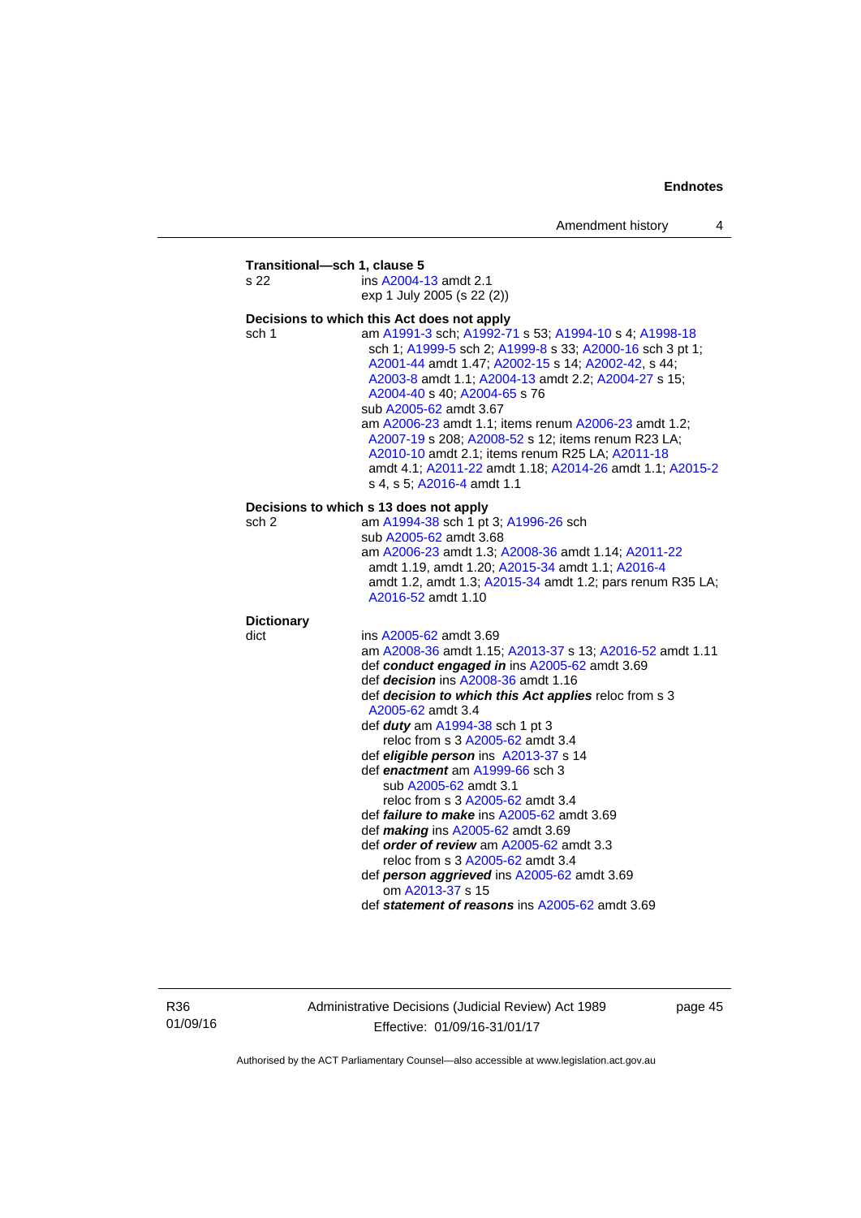**Transitional—sch 1, clause 5**

s 22 ins A2004-13 amdt 2.1
exp 1 July 2005 (s 22 (2))

**Decisions to which this Act does not apply**

sch 1 am A1991-3 sch; A1992-71 s 53; A1994-10 s 4; A1998-18 sch 1; A1999-5 sch 2; A1999-8 s 33; A2000-16 sch 3 pt 1; A2001-44 amdt 1.47; A2002-15 s 14; A2002-42, s 44; A2003-8 amdt 1.1; A2004-13 amdt 2.2; A2004-27 s 15; A2004-40 s 40; A2004-65 s 76
sub A2005-62 amdt 3.67
am A2006-23 amdt 1.1; items renum A2006-23 amdt 1.2; A2007-19 s 208; A2008-52 s 12; items renum R23 LA; A2010-10 amdt 2.1; items renum R25 LA; A2011-18 amdt 4.1; A2011-22 amdt 1.18; A2014-26 amdt 1.1; A2015-2 s 4, s 5; A2016-4 amdt 1.1

**Decisions to which s 13 does not apply**

sch 2 am A1994-38 sch 1 pt 3; A1996-26 sch
sub A2005-62 amdt 3.68
am A2006-23 amdt 1.3; A2008-36 amdt 1.14; A2011-22 amdt 1.19, amdt 1.20; A2015-34 amdt 1.1; A2016-4 amdt 1.2, amdt 1.3; A2015-34 amdt 1.2; pars renum R35 LA; A2016-52 amdt 1.10

**Dictionary**

dict ins A2005-62 amdt 3.69
am A2008-36 amdt 1.15; A2013-37 s 13; A2016-52 amdt 1.11
def ***conduct engaged in*** ins A2005-62 amdt 3.69
def ***decision*** ins A2008-36 amdt 1.16
def ***decision to which this Act applies*** reloc from s 3 A2005-62 amdt 3.4
def ***duty*** am A1994-38 sch 1 pt 3
reloc from s 3 A2005-62 amdt 3.4
def ***eligible person*** ins A2013-37 s 14
def ***enactment*** am A1999-66 sch 3
sub A2005-62 amdt 3.1
reloc from s 3 A2005-62 amdt 3.4
def ***failure to make*** ins A2005-62 amdt 3.69
def ***making*** ins A2005-62 amdt 3.69
def ***order of review*** am A2005-62 amdt 3.3
reloc from s 3 A2005-62 amdt 3.4
def ***person aggrieved*** ins A2005-62 amdt 3.69
om A2013-37 s 15
def ***statement of reasons*** ins A2005-62 amdt 3.69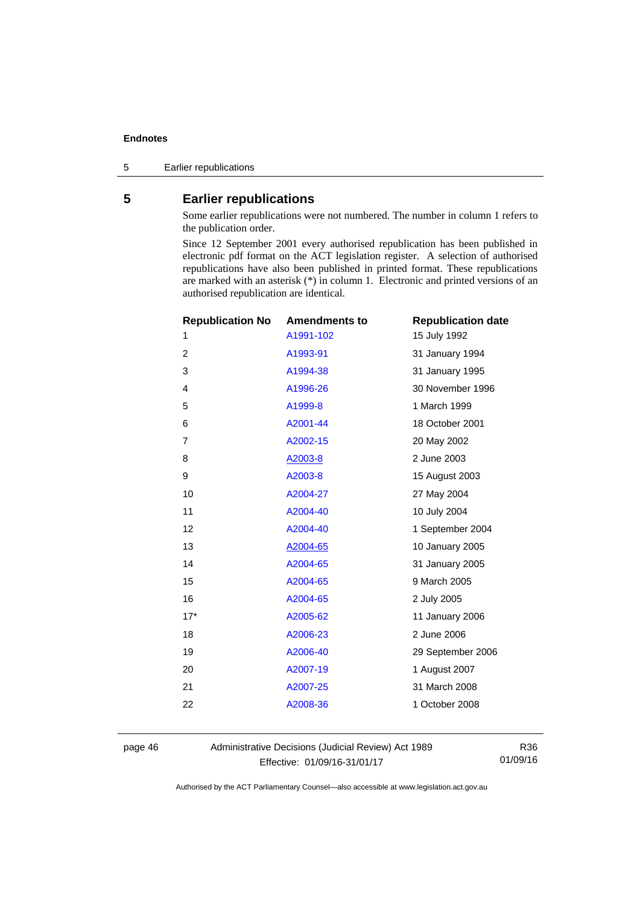## 5 Earlier republications

Some earlier republications were not numbered. The number in column 1 refers to the publication order.

Since 12 September 2001 every authorised republication has been published in electronic pdf format on the ACT legislation register. A selection of authorised republications have also been published in printed format. These republications are marked with an asterisk (*) in column 1. Electronic and printed versions of an authorised republication are identical.

| Republication No | Amendments to | Republication date |
|---|---|---|
| 1 | A1991-102 | 15 July 1992 |
| 2 | A1993-91 | 31 January 1994 |
| 3 | A1994-38 | 31 January 1995 |
| 4 | A1996-26 | 30 November 1996 |
| 5 | A1999-8 | 1 March 1999 |
| 6 | A2001-44 | 18 October 2001 |
| 7 | A2002-15 | 20 May 2002 |
| 8 | A2003-8 | 2 June 2003 |
| 9 | A2003-8 | 15 August 2003 |
| 10 | A2004-27 | 27 May 2004 |
| 11 | A2004-40 | 10 July 2004 |
| 12 | A2004-40 | 1 September 2004 |
| 13 | A2004-65 | 10 January 2005 |
| 14 | A2004-65 | 31 January 2005 |
| 15 | A2004-65 | 9 March 2005 |
| 16 | A2004-65 | 2 July 2005 |
| 17* | A2005-62 | 11 January 2006 |
| 18 | A2006-23 | 2 June 2006 |
| 19 | A2006-40 | 29 September 2006 |
| 20 | A2007-19 | 1 August 2007 |
| 21 | A2007-25 | 31 March 2008 |
| 22 | A2008-36 | 1 October 2008 |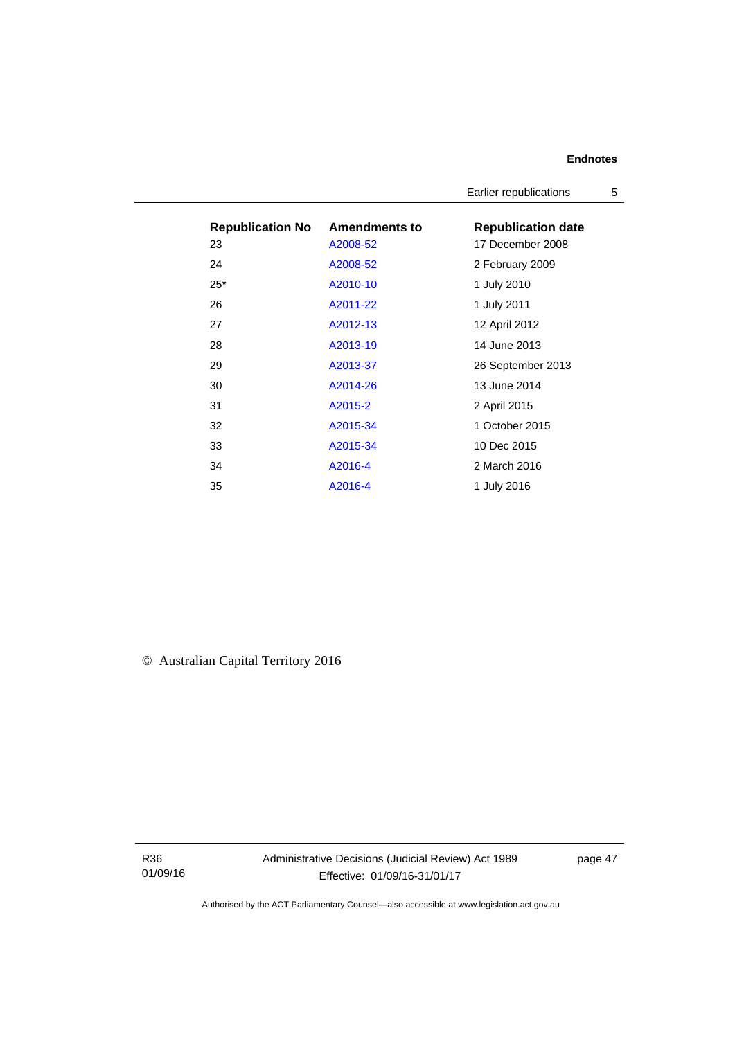| Republication No | Amendments to | Republication date |
| --- | --- | --- |
| 23 | A2008-52 | 17 December 2008 |
| 24 | A2008-52 | 2 February 2009 |
| 25* | A2010-10 | 1 July 2010 |
| 26 | A2011-22 | 1 July 2011 |
| 27 | A2012-13 | 12 April 2012 |
| 28 | A2013-19 | 14 June 2013 |
| 29 | A2013-37 | 26 September 2013 |
| 30 | A2014-26 | 13 June 2014 |
| 31 | A2015-2 | 2 April 2015 |
| 32 | A2015-34 | 1 October 2015 |
| 33 | A2015-34 | 10 Dec 2015 |
| 34 | A2016-4 | 2 March 2016 |
| 35 | A2016-4 | 1 July 2016 |

© Australian Capital Territory 2016